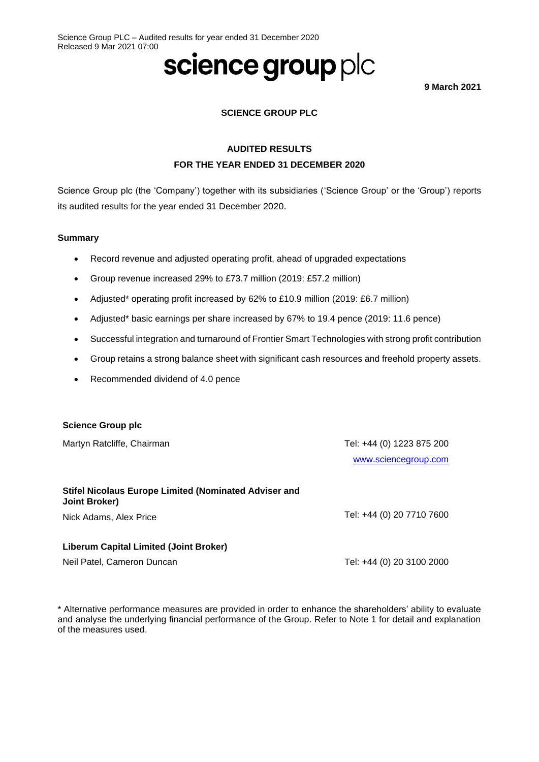Science Group PLC – Audited results for year ended 31 December 2020
Released 9 Mar 2021 07:00

# science group plc

**9 March 2021**

**SCIENCE GROUP PLC**

**AUDITED RESULTS**
**FOR THE YEAR ENDED 31 DECEMBER 2020**

Science Group plc (the 'Company') together with its subsidiaries ('Science Group' or the 'Group') reports its audited results for the year ended 31 December 2020.

**Summary**

- Record revenue and adjusted operating profit, ahead of upgraded expectations
- Group revenue increased 29% to £73.7 million (2019: £57.2 million)
- Adjusted* operating profit increased by 62% to £10.9 million (2019: £6.7 million)
- Adjusted* basic earnings per share increased by 67% to 19.4 pence (2019: 11.6 pence)
- Successful integration and turnaround of Frontier Smart Technologies with strong profit contribution
- Group retains a strong balance sheet with significant cash resources and freehold property assets.
- Recommended dividend of 4.0 pence

| | |
|---|---|
| **Science Group plc** | |
| Martyn Ratcliffe, Chairman | Tel: +44 (0) 1223 875 200 |
| | www.sciencegroup.com |
| **Stifel Nicolaus Europe Limited (Nominated Adviser and Joint Broker)** | |
| Nick Adams, Alex Price | Tel: +44 (0) 20 7710 7600 |
| **Liberum Capital Limited (Joint Broker)** | |
| Neil Patel, Cameron Duncan | Tel: +44 (0) 20 3100 2000 |

\* Alternative performance measures are provided in order to enhance the shareholders' ability to evaluate and analyse the underlying financial performance of the Group. Refer to Note 1 for detail and explanation of the measures used.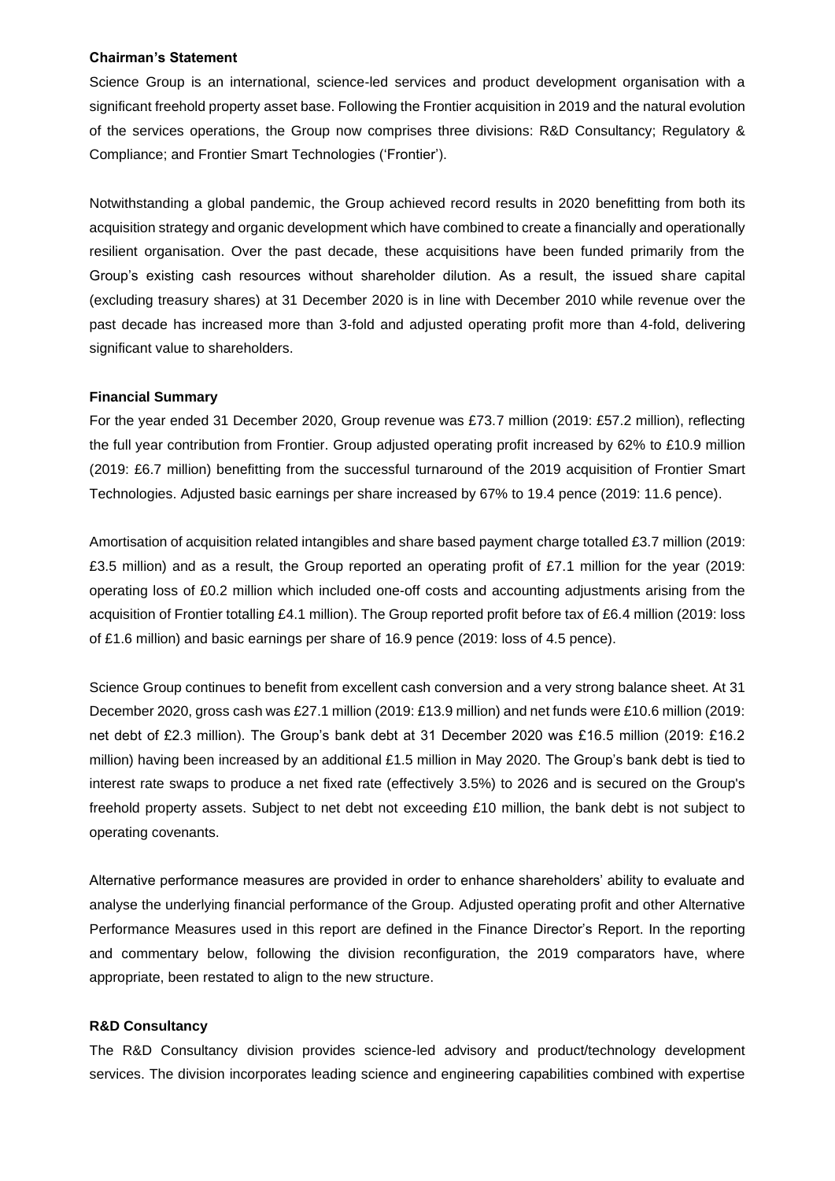**Chairman's Statement**

Science Group is an international, science-led services and product development organisation with a significant freehold property asset base. Following the Frontier acquisition in 2019 and the natural evolution of the services operations, the Group now comprises three divisions: R&D Consultancy; Regulatory & Compliance; and Frontier Smart Technologies ('Frontier').

Notwithstanding a global pandemic, the Group achieved record results in 2020 benefitting from both its acquisition strategy and organic development which have combined to create a financially and operationally resilient organisation. Over the past decade, these acquisitions have been funded primarily from the Group's existing cash resources without shareholder dilution. As a result, the issued share capital (excluding treasury shares) at 31 December 2020 is in line with December 2010 while revenue over the past decade has increased more than 3-fold and adjusted operating profit more than 4-fold, delivering significant value to shareholders.

**Financial Summary**

For the year ended 31 December 2020, Group revenue was £73.7 million (2019: £57.2 million), reflecting the full year contribution from Frontier. Group adjusted operating profit increased by 62% to £10.9 million (2019: £6.7 million) benefitting from the successful turnaround of the 2019 acquisition of Frontier Smart Technologies. Adjusted basic earnings per share increased by 67% to 19.4 pence (2019: 11.6 pence).

Amortisation of acquisition related intangibles and share based payment charge totalled £3.7 million (2019: £3.5 million) and as a result, the Group reported an operating profit of £7.1 million for the year (2019: operating loss of £0.2 million which included one-off costs and accounting adjustments arising from the acquisition of Frontier totalling £4.1 million). The Group reported profit before tax of £6.4 million (2019: loss of £1.6 million) and basic earnings per share of 16.9 pence (2019: loss of 4.5 pence).

Science Group continues to benefit from excellent cash conversion and a very strong balance sheet. At 31 December 2020, gross cash was £27.1 million (2019: £13.9 million) and net funds were £10.6 million (2019: net debt of £2.3 million). The Group's bank debt at 31 December 2020 was £16.5 million (2019: £16.2 million) having been increased by an additional £1.5 million in May 2020. The Group's bank debt is tied to interest rate swaps to produce a net fixed rate (effectively 3.5%) to 2026 and is secured on the Group's freehold property assets. Subject to net debt not exceeding £10 million, the bank debt is not subject to operating covenants.

Alternative performance measures are provided in order to enhance shareholders' ability to evaluate and analyse the underlying financial performance of the Group. Adjusted operating profit and other Alternative Performance Measures used in this report are defined in the Finance Director's Report. In the reporting and commentary below, following the division reconfiguration, the 2019 comparators have, where appropriate, been restated to align to the new structure.

**R&D Consultancy**

The R&D Consultancy division provides science-led advisory and product/technology development services. The division incorporates leading science and engineering capabilities combined with expertise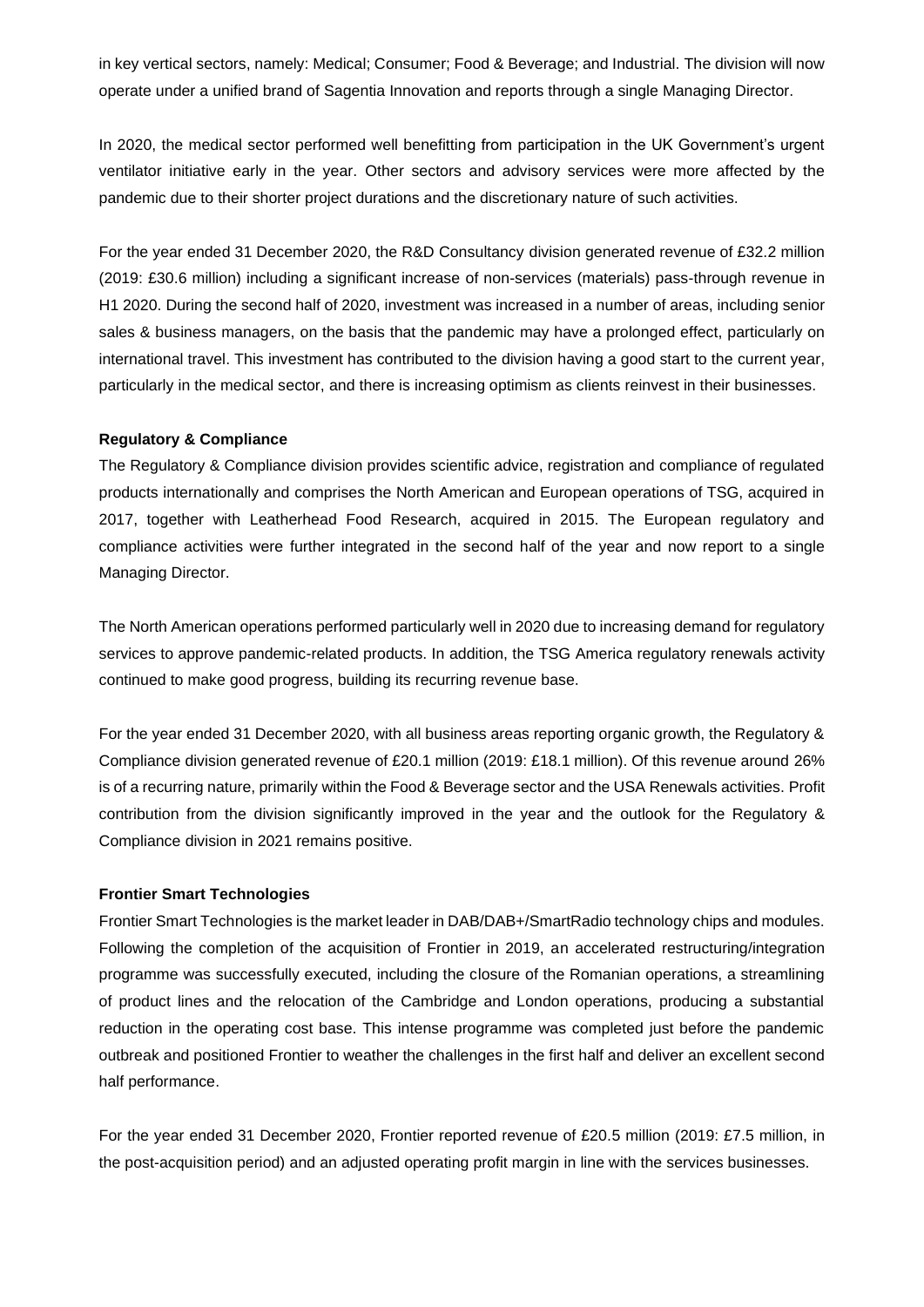in key vertical sectors, namely: Medical; Consumer; Food & Beverage; and Industrial. The division will now operate under a unified brand of Sagentia Innovation and reports through a single Managing Director.

In 2020, the medical sector performed well benefitting from participation in the UK Government's urgent ventilator initiative early in the year. Other sectors and advisory services were more affected by the pandemic due to their shorter project durations and the discretionary nature of such activities.

For the year ended 31 December 2020, the R&D Consultancy division generated revenue of £32.2 million (2019: £30.6 million) including a significant increase of non-services (materials) pass-through revenue in H1 2020. During the second half of 2020, investment was increased in a number of areas, including senior sales & business managers, on the basis that the pandemic may have a prolonged effect, particularly on international travel. This investment has contributed to the division having a good start to the current year, particularly in the medical sector, and there is increasing optimism as clients reinvest in their businesses.

**Regulatory & Compliance**

The Regulatory & Compliance division provides scientific advice, registration and compliance of regulated products internationally and comprises the North American and European operations of TSG, acquired in 2017, together with Leatherhead Food Research, acquired in 2015. The European regulatory and compliance activities were further integrated in the second half of the year and now report to a single Managing Director.

The North American operations performed particularly well in 2020 due to increasing demand for regulatory services to approve pandemic-related products. In addition, the TSG America regulatory renewals activity continued to make good progress, building its recurring revenue base.

For the year ended 31 December 2020, with all business areas reporting organic growth, the Regulatory & Compliance division generated revenue of £20.1 million (2019: £18.1 million). Of this revenue around 26% is of a recurring nature, primarily within the Food & Beverage sector and the USA Renewals activities. Profit contribution from the division significantly improved in the year and the outlook for the Regulatory & Compliance division in 2021 remains positive.

**Frontier Smart Technologies**

Frontier Smart Technologies is the market leader in DAB/DAB+/SmartRadio technology chips and modules. Following the completion of the acquisition of Frontier in 2019, an accelerated restructuring/integration programme was successfully executed, including the closure of the Romanian operations, a streamlining of product lines and the relocation of the Cambridge and London operations, producing a substantial reduction in the operating cost base. This intense programme was completed just before the pandemic outbreak and positioned Frontier to weather the challenges in the first half and deliver an excellent second half performance.

For the year ended 31 December 2020, Frontier reported revenue of £20.5 million (2019: £7.5 million, in the post-acquisition period) and an adjusted operating profit margin in line with the services businesses.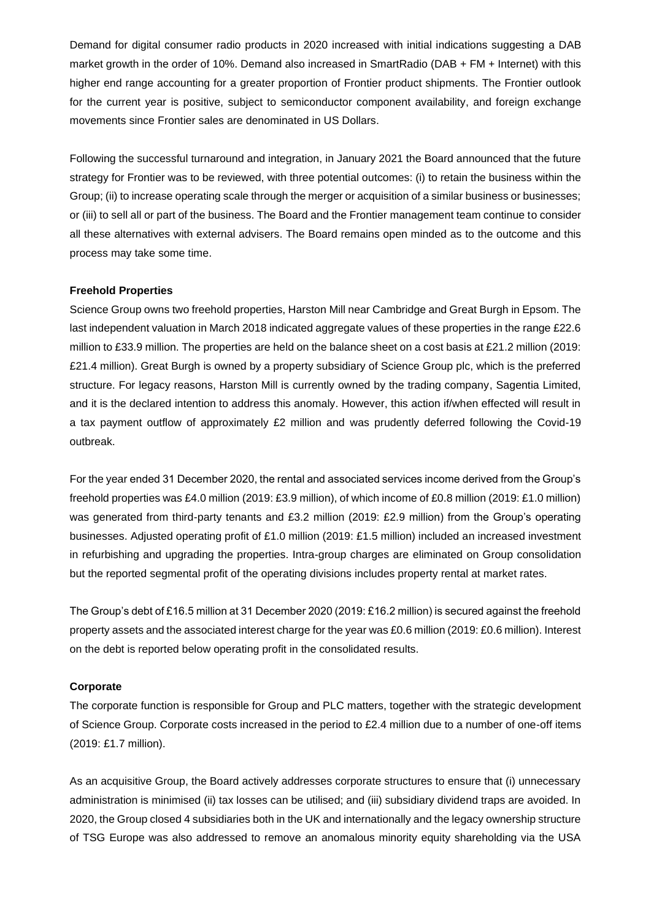Demand for digital consumer radio products in 2020 increased with initial indications suggesting a DAB market growth in the order of 10%. Demand also increased in SmartRadio (DAB + FM + Internet) with this higher end range accounting for a greater proportion of Frontier product shipments. The Frontier outlook for the current year is positive, subject to semiconductor component availability, and foreign exchange movements since Frontier sales are denominated in US Dollars.

Following the successful turnaround and integration, in January 2021 the Board announced that the future strategy for Frontier was to be reviewed, with three potential outcomes: (i) to retain the business within the Group; (ii) to increase operating scale through the merger or acquisition of a similar business or businesses; or (iii) to sell all or part of the business. The Board and the Frontier management team continue to consider all these alternatives with external advisers. The Board remains open minded as to the outcome and this process may take some time.

**Freehold Properties**

Science Group owns two freehold properties, Harston Mill near Cambridge and Great Burgh in Epsom. The last independent valuation in March 2018 indicated aggregate values of these properties in the range £22.6 million to £33.9 million. The properties are held on the balance sheet on a cost basis at £21.2 million (2019: £21.4 million). Great Burgh is owned by a property subsidiary of Science Group plc, which is the preferred structure. For legacy reasons, Harston Mill is currently owned by the trading company, Sagentia Limited, and it is the declared intention to address this anomaly. However, this action if/when effected will result in a tax payment outflow of approximately £2 million and was prudently deferred following the Covid-19 outbreak.

For the year ended 31 December 2020, the rental and associated services income derived from the Group's freehold properties was £4.0 million (2019: £3.9 million), of which income of £0.8 million (2019: £1.0 million) was generated from third-party tenants and £3.2 million (2019: £2.9 million) from the Group's operating businesses. Adjusted operating profit of £1.0 million (2019: £1.5 million) included an increased investment in refurbishing and upgrading the properties. Intra-group charges are eliminated on Group consolidation but the reported segmental profit of the operating divisions includes property rental at market rates.

The Group's debt of £16.5 million at 31 December 2020 (2019: £16.2 million) is secured against the freehold property assets and the associated interest charge for the year was £0.6 million (2019: £0.6 million). Interest on the debt is reported below operating profit in the consolidated results.

**Corporate**

The corporate function is responsible for Group and PLC matters, together with the strategic development of Science Group. Corporate costs increased in the period to £2.4 million due to a number of one-off items (2019: £1.7 million).

As an acquisitive Group, the Board actively addresses corporate structures to ensure that (i) unnecessary administration is minimised (ii) tax losses can be utilised; and (iii) subsidiary dividend traps are avoided. In 2020, the Group closed 4 subsidiaries both in the UK and internationally and the legacy ownership structure of TSG Europe was also addressed to remove an anomalous minority equity shareholding via the USA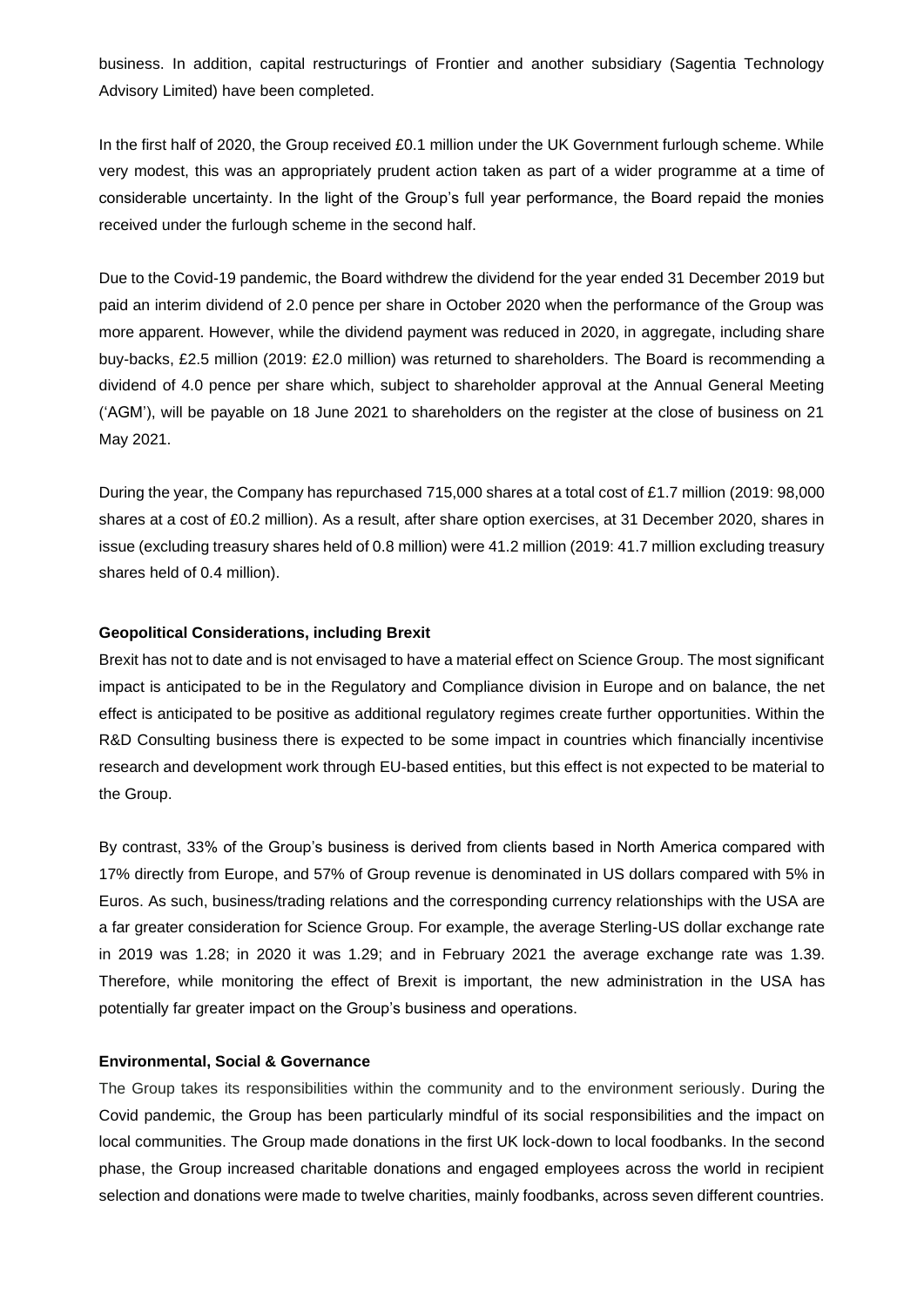business. In addition, capital restructurings of Frontier and another subsidiary (Sagentia Technology Advisory Limited) have been completed.

In the first half of 2020, the Group received £0.1 million under the UK Government furlough scheme. While very modest, this was an appropriately prudent action taken as part of a wider programme at a time of considerable uncertainty. In the light of the Group's full year performance, the Board repaid the monies received under the furlough scheme in the second half.

Due to the Covid-19 pandemic, the Board withdrew the dividend for the year ended 31 December 2019 but paid an interim dividend of 2.0 pence per share in October 2020 when the performance of the Group was more apparent. However, while the dividend payment was reduced in 2020, in aggregate, including share buy-backs, £2.5 million (2019: £2.0 million) was returned to shareholders. The Board is recommending a dividend of 4.0 pence per share which, subject to shareholder approval at the Annual General Meeting ('AGM'), will be payable on 18 June 2021 to shareholders on the register at the close of business on 21 May 2021.

During the year, the Company has repurchased 715,000 shares at a total cost of £1.7 million (2019: 98,000 shares at a cost of £0.2 million). As a result, after share option exercises, at 31 December 2020, shares in issue (excluding treasury shares held of 0.8 million) were 41.2 million (2019: 41.7 million excluding treasury shares held of 0.4 million).

**Geopolitical Considerations, including Brexit**

Brexit has not to date and is not envisaged to have a material effect on Science Group. The most significant impact is anticipated to be in the Regulatory and Compliance division in Europe and on balance, the net effect is anticipated to be positive as additional regulatory regimes create further opportunities. Within the R&D Consulting business there is expected to be some impact in countries which financially incentivise research and development work through EU-based entities, but this effect is not expected to be material to the Group.

By contrast, 33% of the Group's business is derived from clients based in North America compared with 17% directly from Europe, and 57% of Group revenue is denominated in US dollars compared with 5% in Euros. As such, business/trading relations and the corresponding currency relationships with the USA are a far greater consideration for Science Group. For example, the average Sterling-US dollar exchange rate in 2019 was 1.28; in 2020 it was 1.29; and in February 2021 the average exchange rate was 1.39. Therefore, while monitoring the effect of Brexit is important, the new administration in the USA has potentially far greater impact on the Group's business and operations.

**Environmental, Social & Governance**

The Group takes its responsibilities within the community and to the environment seriously. During the Covid pandemic, the Group has been particularly mindful of its social responsibilities and the impact on local communities. The Group made donations in the first UK lock-down to local foodbanks. In the second phase, the Group increased charitable donations and engaged employees across the world in recipient selection and donations were made to twelve charities, mainly foodbanks, across seven different countries.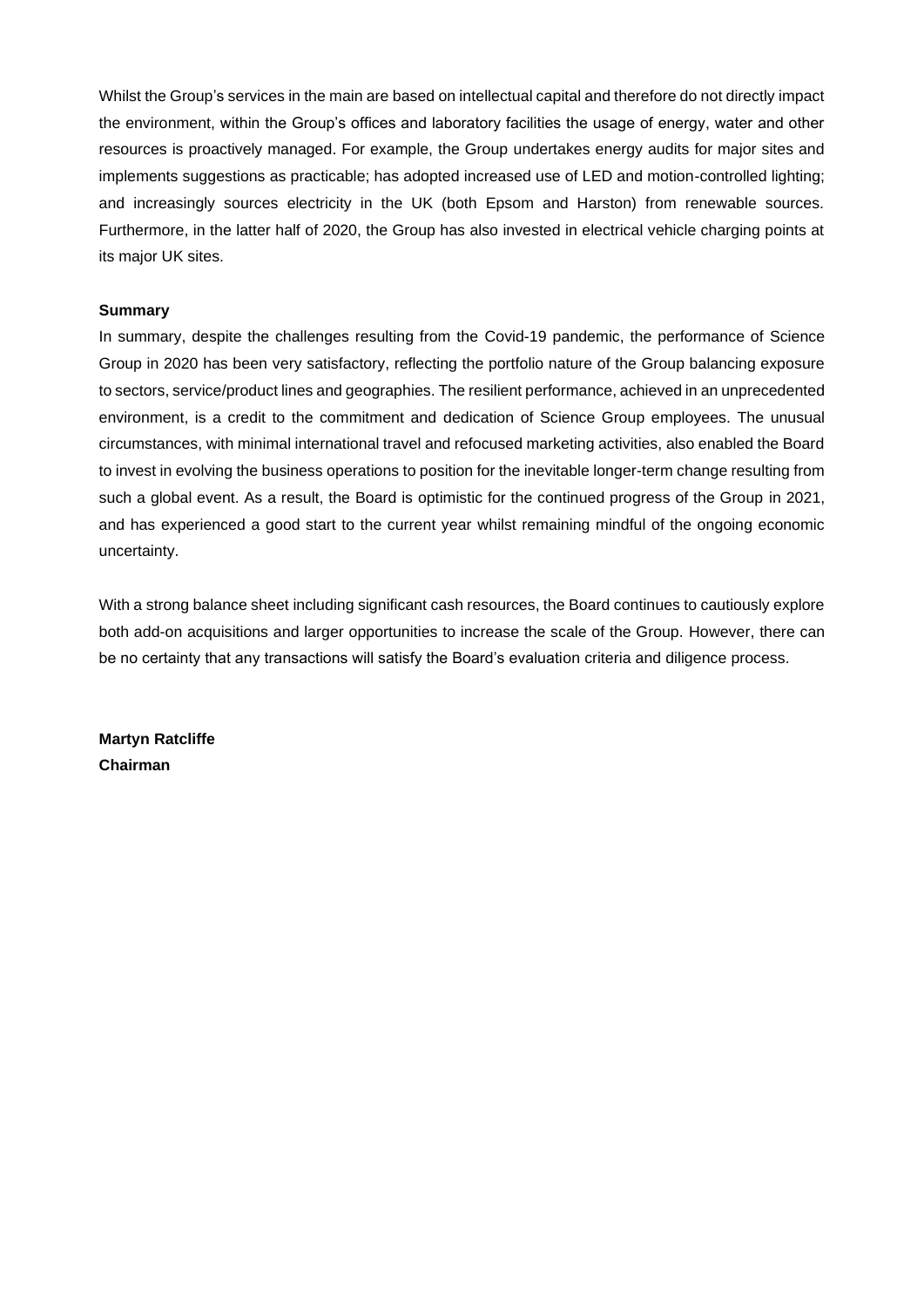Whilst the Group's services in the main are based on intellectual capital and therefore do not directly impact the environment, within the Group's offices and laboratory facilities the usage of energy, water and other resources is proactively managed. For example, the Group undertakes energy audits for major sites and implements suggestions as practicable; has adopted increased use of LED and motion-controlled lighting; and increasingly sources electricity in the UK (both Epsom and Harston) from renewable sources. Furthermore, in the latter half of 2020, the Group has also invested in electrical vehicle charging points at its major UK sites.

**Summary**

In summary, despite the challenges resulting from the Covid-19 pandemic, the performance of Science Group in 2020 has been very satisfactory, reflecting the portfolio nature of the Group balancing exposure to sectors, service/product lines and geographies. The resilient performance, achieved in an unprecedented environment, is a credit to the commitment and dedication of Science Group employees. The unusual circumstances, with minimal international travel and refocused marketing activities, also enabled the Board to invest in evolving the business operations to position for the inevitable longer-term change resulting from such a global event. As a result, the Board is optimistic for the continued progress of the Group in 2021, and has experienced a good start to the current year whilst remaining mindful of the ongoing economic uncertainty.

With a strong balance sheet including significant cash resources, the Board continues to cautiously explore both add-on acquisitions and larger opportunities to increase the scale of the Group. However, there can be no certainty that any transactions will satisfy the Board's evaluation criteria and diligence process.

**Martyn Ratcliffe**
**Chairman**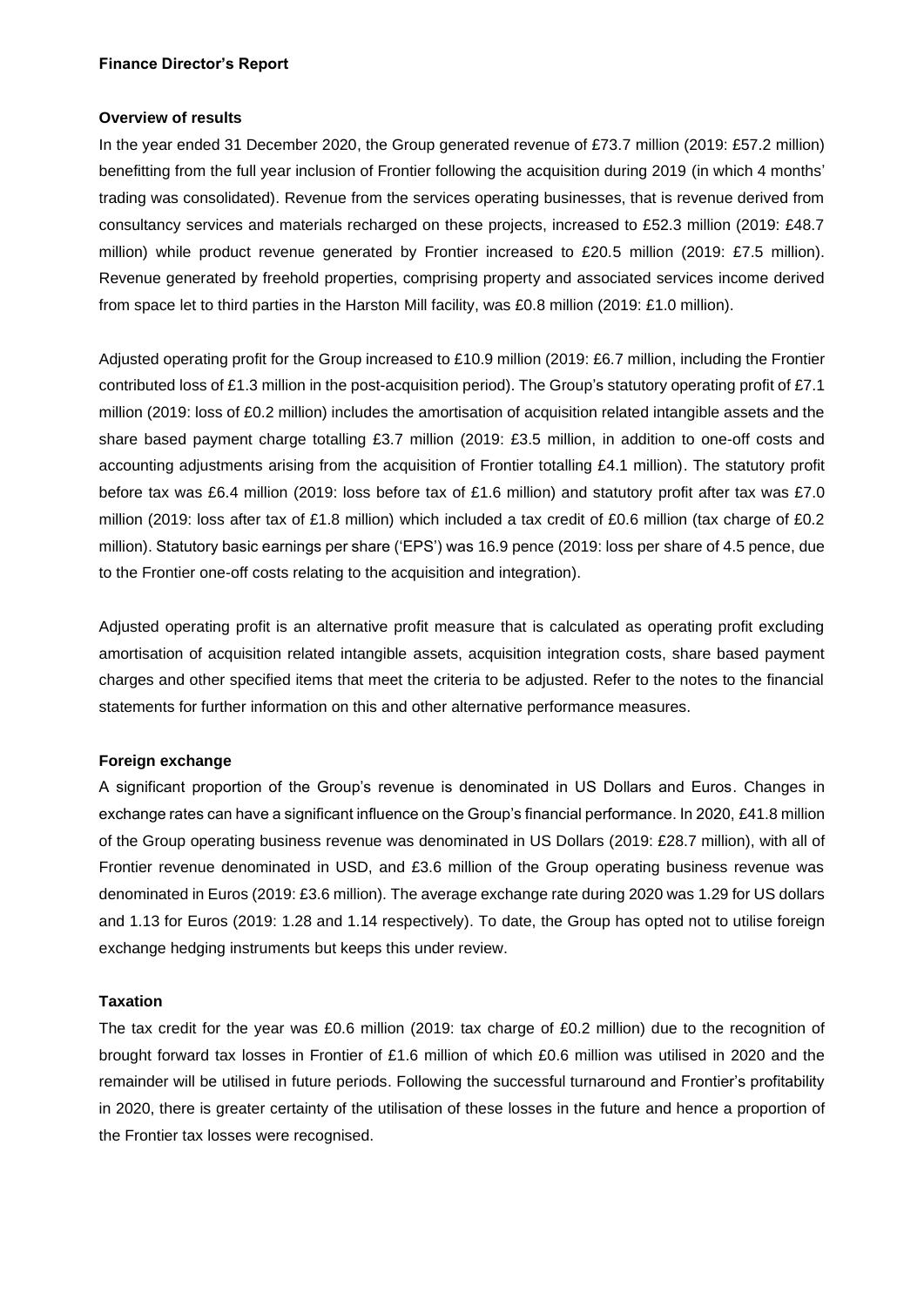## Finance Director's Report

### Overview of results

In the year ended 31 December 2020, the Group generated revenue of £73.7 million (2019: £57.2 million) benefitting from the full year inclusion of Frontier following the acquisition during 2019 (in which 4 months' trading was consolidated). Revenue from the services operating businesses, that is revenue derived from consultancy services and materials recharged on these projects, increased to £52.3 million (2019: £48.7 million) while product revenue generated by Frontier increased to £20.5 million (2019: £7.5 million). Revenue generated by freehold properties, comprising property and associated services income derived from space let to third parties in the Harston Mill facility, was £0.8 million (2019: £1.0 million).

Adjusted operating profit for the Group increased to £10.9 million (2019: £6.7 million, including the Frontier contributed loss of £1.3 million in the post-acquisition period). The Group's statutory operating profit of £7.1 million (2019: loss of £0.2 million) includes the amortisation of acquisition related intangible assets and the share based payment charge totalling £3.7 million (2019: £3.5 million, in addition to one-off costs and accounting adjustments arising from the acquisition of Frontier totalling £4.1 million). The statutory profit before tax was £6.4 million (2019: loss before tax of £1.6 million) and statutory profit after tax was £7.0 million (2019: loss after tax of £1.8 million) which included a tax credit of £0.6 million (tax charge of £0.2 million). Statutory basic earnings per share ('EPS') was 16.9 pence (2019: loss per share of 4.5 pence, due to the Frontier one-off costs relating to the acquisition and integration).

Adjusted operating profit is an alternative profit measure that is calculated as operating profit excluding amortisation of acquisition related intangible assets, acquisition integration costs, share based payment charges and other specified items that meet the criteria to be adjusted. Refer to the notes to the financial statements for further information on this and other alternative performance measures.

### Foreign exchange

A significant proportion of the Group's revenue is denominated in US Dollars and Euros. Changes in exchange rates can have a significant influence on the Group's financial performance. In 2020, £41.8 million of the Group operating business revenue was denominated in US Dollars (2019: £28.7 million), with all of Frontier revenue denominated in USD, and £3.6 million of the Group operating business revenue was denominated in Euros (2019: £3.6 million). The average exchange rate during 2020 was 1.29 for US dollars and 1.13 for Euros (2019: 1.28 and 1.14 respectively). To date, the Group has opted not to utilise foreign exchange hedging instruments but keeps this under review.

### Taxation

The tax credit for the year was £0.6 million (2019: tax charge of £0.2 million) due to the recognition of brought forward tax losses in Frontier of £1.6 million of which £0.6 million was utilised in 2020 and the remainder will be utilised in future periods. Following the successful turnaround and Frontier's profitability in 2020, there is greater certainty of the utilisation of these losses in the future and hence a proportion of the Frontier tax losses were recognised.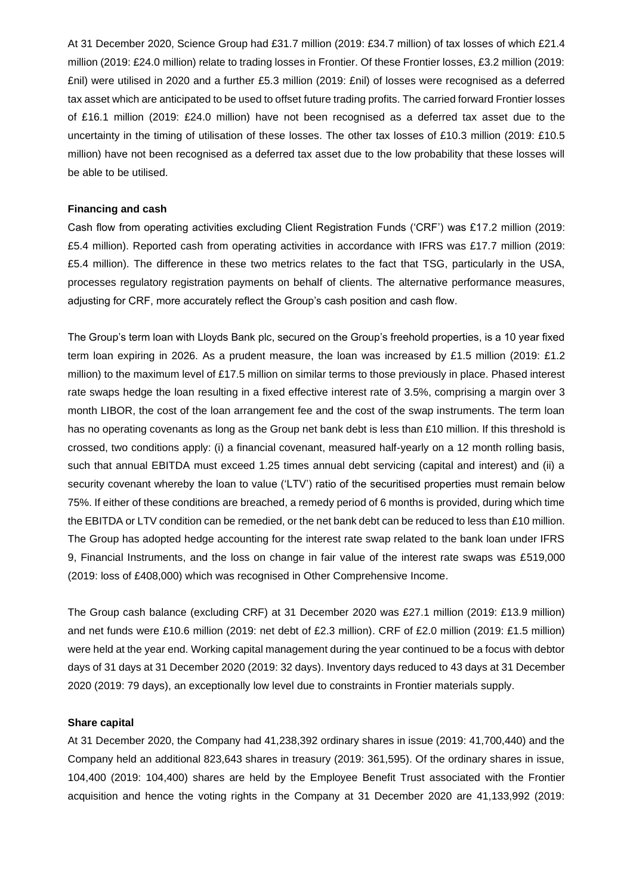At 31 December 2020, Science Group had £31.7 million (2019: £34.7 million) of tax losses of which £21.4 million (2019: £24.0 million) relate to trading losses in Frontier. Of these Frontier losses, £3.2 million (2019: £nil) were utilised in 2020 and a further £5.3 million (2019: £nil) of losses were recognised as a deferred tax asset which are anticipated to be used to offset future trading profits. The carried forward Frontier losses of £16.1 million (2019: £24.0 million) have not been recognised as a deferred tax asset due to the uncertainty in the timing of utilisation of these losses. The other tax losses of £10.3 million (2019: £10.5 million) have not been recognised as a deferred tax asset due to the low probability that these losses will be able to be utilised.

**Financing and cash**

Cash flow from operating activities excluding Client Registration Funds ('CRF') was £17.2 million (2019: £5.4 million). Reported cash from operating activities in accordance with IFRS was £17.7 million (2019: £5.4 million). The difference in these two metrics relates to the fact that TSG, particularly in the USA, processes regulatory registration payments on behalf of clients. The alternative performance measures, adjusting for CRF, more accurately reflect the Group's cash position and cash flow.

The Group's term loan with Lloyds Bank plc, secured on the Group's freehold properties, is a 10 year fixed term loan expiring in 2026. As a prudent measure, the loan was increased by £1.5 million (2019: £1.2 million) to the maximum level of £17.5 million on similar terms to those previously in place. Phased interest rate swaps hedge the loan resulting in a fixed effective interest rate of 3.5%, comprising a margin over 3 month LIBOR, the cost of the loan arrangement fee and the cost of the swap instruments. The term loan has no operating covenants as long as the Group net bank debt is less than £10 million. If this threshold is crossed, two conditions apply: (i) a financial covenant, measured half-yearly on a 12 month rolling basis, such that annual EBITDA must exceed 1.25 times annual debt servicing (capital and interest) and (ii) a security covenant whereby the loan to value ('LTV') ratio of the securitised properties must remain below 75%. If either of these conditions are breached, a remedy period of 6 months is provided, during which time the EBITDA or LTV condition can be remedied, or the net bank debt can be reduced to less than £10 million. The Group has adopted hedge accounting for the interest rate swap related to the bank loan under IFRS 9, Financial Instruments, and the loss on change in fair value of the interest rate swaps was £519,000 (2019: loss of £408,000) which was recognised in Other Comprehensive Income.

The Group cash balance (excluding CRF) at 31 December 2020 was £27.1 million (2019: £13.9 million) and net funds were £10.6 million (2019: net debt of £2.3 million). CRF of £2.0 million (2019: £1.5 million) were held at the year end. Working capital management during the year continued to be a focus with debtor days of 31 days at 31 December 2020 (2019: 32 days). Inventory days reduced to 43 days at 31 December 2020 (2019: 79 days), an exceptionally low level due to constraints in Frontier materials supply.

**Share capital**

At 31 December 2020, the Company had 41,238,392 ordinary shares in issue (2019: 41,700,440) and the Company held an additional 823,643 shares in treasury (2019: 361,595). Of the ordinary shares in issue, 104,400 (2019: 104,400) shares are held by the Employee Benefit Trust associated with the Frontier acquisition and hence the voting rights in the Company at 31 December 2020 are 41,133,992 (2019: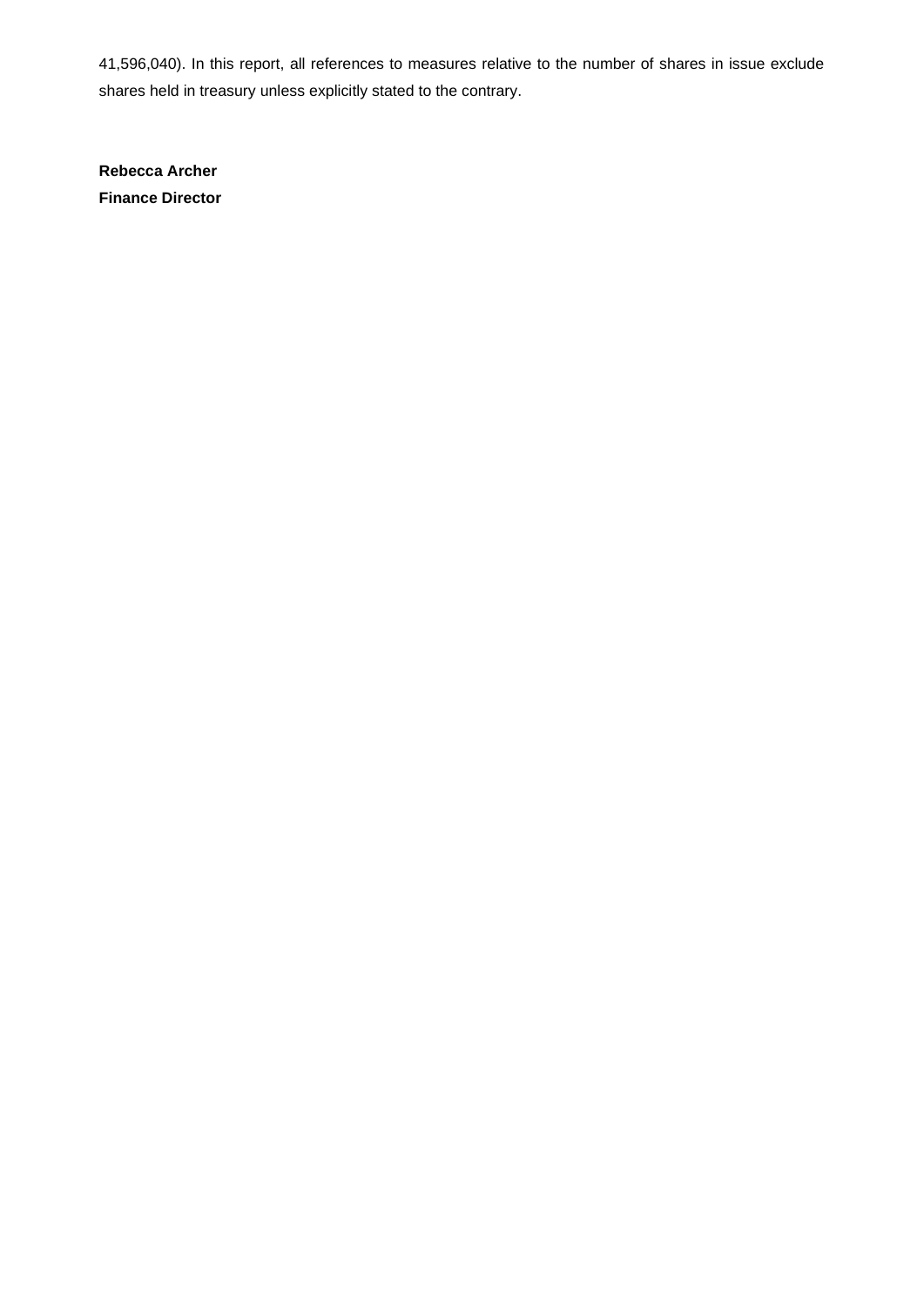41,596,040). In this report, all references to measures relative to the number of shares in issue exclude shares held in treasury unless explicitly stated to the contrary.

**Rebecca Archer**
**Finance Director**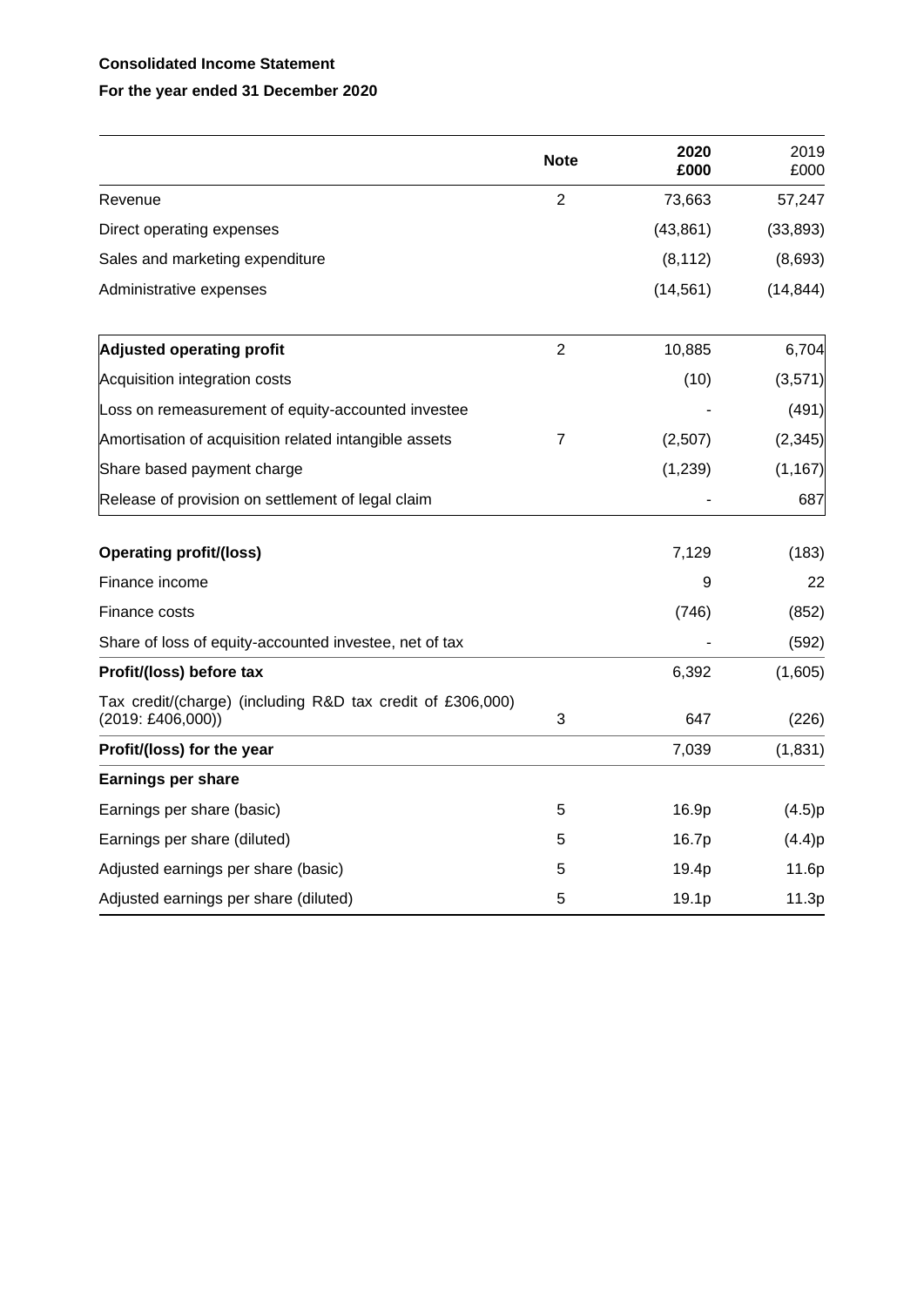**Consolidated Income Statement**

**For the year ended 31 December 2020**

| | Note | 2020 £000 | 2019 £000 |
|---|---|---|---|
| Revenue | 2 | 73,663 | 57,247 |
| Direct operating expenses | | (43,861) | (33,893) |
| Sales and marketing expenditure | | (8,112) | (8,693) |
| Administrative expenses | | (14,561) | (14,844) |
| **Adjusted operating profit** | 2 | 10,885 | 6,704 |
| Acquisition integration costs | | (10) | (3,571) |
| Loss on remeasurement of equity-accounted investee | | - | (491) |
| Amortisation of acquisition related intangible assets | 7 | (2,507) | (2,345) |
| Share based payment charge | | (1,239) | (1,167) |
| Release of provision on settlement of legal claim | | - | 687 |
| **Operating profit/(loss)** | | 7,129 | (183) |
| Finance income | | 9 | 22 |
| Finance costs | | (746) | (852) |
| Share of loss of equity-accounted investee, net of tax | | - | (592) |
| **Profit/(loss) before tax** | | 6,392 | (1,605) |
| Tax credit/(charge) (including R&D tax credit of £306,000) (2019: £406,000)) | 3 | 647 | (226) |
| **Profit/(loss) for the year** | | 7,039 | (1,831) |
| **Earnings per share** | | | |
| Earnings per share (basic) | 5 | 16.9p | (4.5)p |
| Earnings per share (diluted) | 5 | 16.7p | (4.4)p |
| Adjusted earnings per share (basic) | 5 | 19.4p | 11.6p |
| Adjusted earnings per share (diluted) | 5 | 19.1p | 11.3p |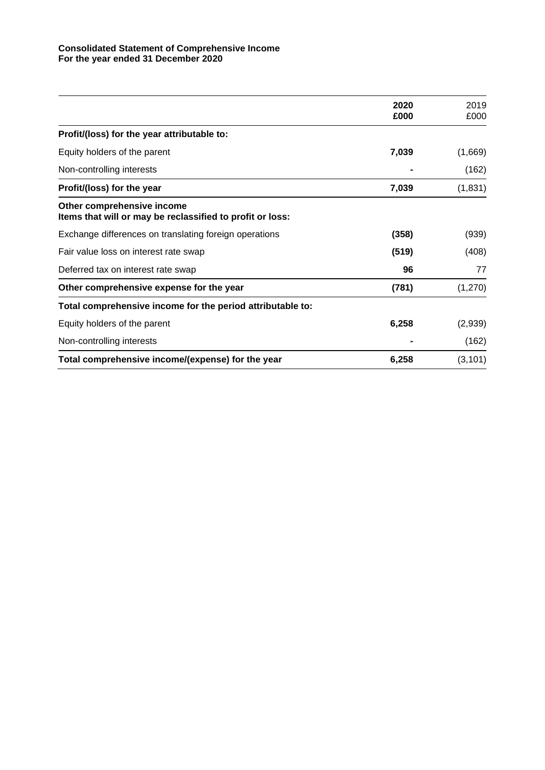**Consolidated Statement of Comprehensive Income**
**For the year ended 31 December 2020**

| | **2020 £000** | 2019 £000 |
|---|---|---|
| **Profit/(loss) for the year attributable to:** | | |
| Equity holders of the parent | **7,039** | (1,669) |
| Non-controlling interests | **-** | (162) |
| **Profit/(loss) for the year** | **7,039** | (1,831) |
| **Other comprehensive income** **Items that will or may be reclassified to profit or loss:** | | |
| Exchange differences on translating foreign operations | **(358)** | (939) |
| Fair value loss on interest rate swap | **(519)** | (408) |
| Deferred tax on interest rate swap | **96** | 77 |
| **Other comprehensive expense for the year** | **(781)** | (1,270) |
| **Total comprehensive income for the period attributable to:** | | |
| Equity holders of the parent | **6,258** | (2,939) |
| Non-controlling interests | **-** | (162) |
| **Total comprehensive income/(expense) for the year** | **6,258** | (3,101) |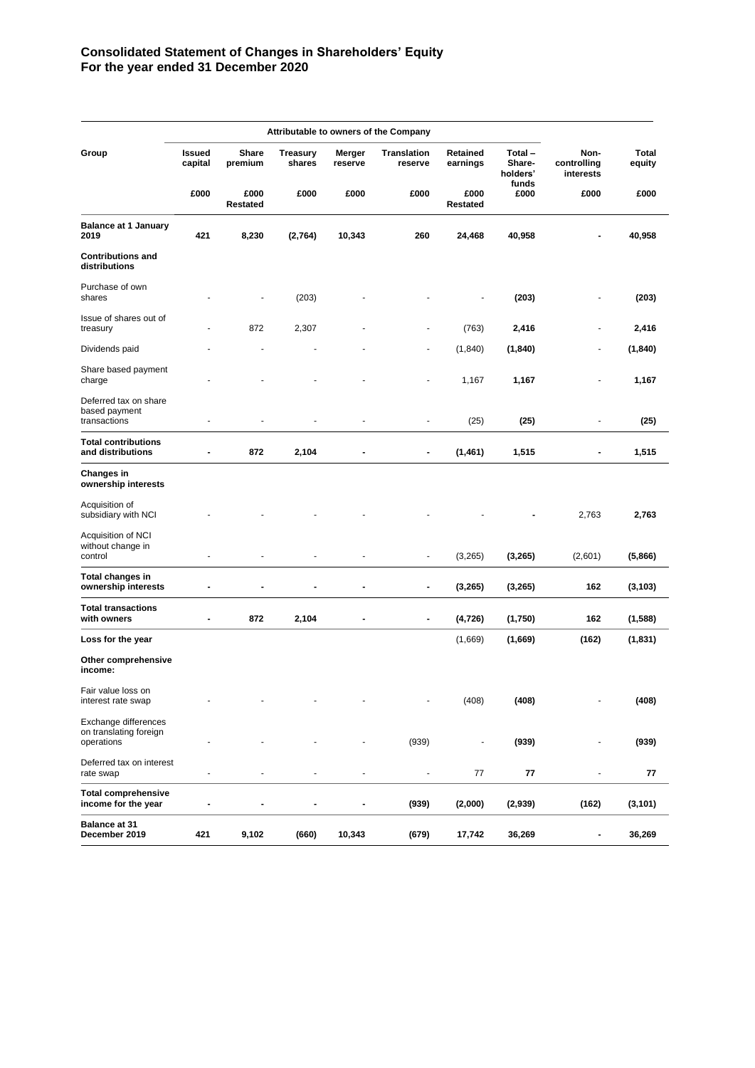# Consolidated Statement of Changes in Shareholders' Equity
## For the year ended 31 December 2020

| | Attributable to owners of the Company | | | | | | | | |
|---|---|---|---|---|---|---|---|---|---|
| **Group** | **Issued capital** | **Share premium** | **Treasury shares** | **Merger reserve** | **Translation reserve** | **Retained earnings** | **Total – Share-holders' funds** | **Non-controlling interests** | **Total equity** |
| | **£000** | **£000 Restated** | **£000** | **£000** | **£000** | **£000 Restated** | **£000** | **£000** | **£000** |
| **Balance at 1 January 2019** | **421** | **8,230** | **(2,764)** | **10,343** | **260** | **24,468** | **40,958** | **-** | **40,958** |
| **Contributions and distributions** | | | | | | | | | |
| Purchase of own shares | - | - | (203) | - | - | - | **(203)** | - | **(203)** |
| Issue of shares out of treasury | - | 872 | 2,307 | - | - | (763) | **2,416** | - | **2,416** |
| Dividends paid | - | - | - | - | - | (1,840) | **(1,840)** | - | **(1,840)** |
| Share based payment charge | - | - | - | - | - | 1,167 | **1,167** | - | **1,167** |
| Deferred tax on share based payment transactions | - | - | - | - | - | (25) | **(25)** | - | **(25)** |
| **Total contributions and distributions** | **-** | **872** | **2,104** | **-** | **-** | **(1,461)** | **1,515** | **-** | **1,515** |
| **Changes in ownership interests** | | | | | | | | | |
| Acquisition of subsidiary with NCI | - | - | - | - | - | - | **-** | 2,763 | **2,763** |
| Acquisition of NCI without change in control | - | - | - | - | - | (3,265) | **(3,265)** | (2,601) | **(5,866)** |
| **Total changes in ownership interests** | **-** | **-** | **-** | **-** | **-** | **(3,265)** | **(3,265)** | **162** | **(3,103)** |
| **Total transactions with owners** | **-** | **872** | **2,104** | **-** | **-** | **(4,726)** | **(1,750)** | **162** | **(1,588)** |
| **Loss for the year** | | | | | | (1,669) | **(1,669)** | **(162)** | **(1,831)** |
| **Other comprehensive income:** | | | | | | | | | |
| Fair value loss on interest rate swap | - | - | - | - | - | (408) | **(408)** | - | **(408)** |
| Exchange differences on translating foreign operations | - | - | - | - | (939) | - | **(939)** | - | **(939)** |
| Deferred tax on interest rate swap | - | - | - | - | - | 77 | **77** | - | **77** |
| **Total comprehensive income for the year** | **-** | **-** | **-** | **-** | **(939)** | **(2,000)** | **(2,939)** | **(162)** | **(3,101)** |
| **Balance at 31 December 2019** | **421** | **9,102** | **(660)** | **10,343** | **(679)** | **17,742** | **36,269** | **-** | **36,269** |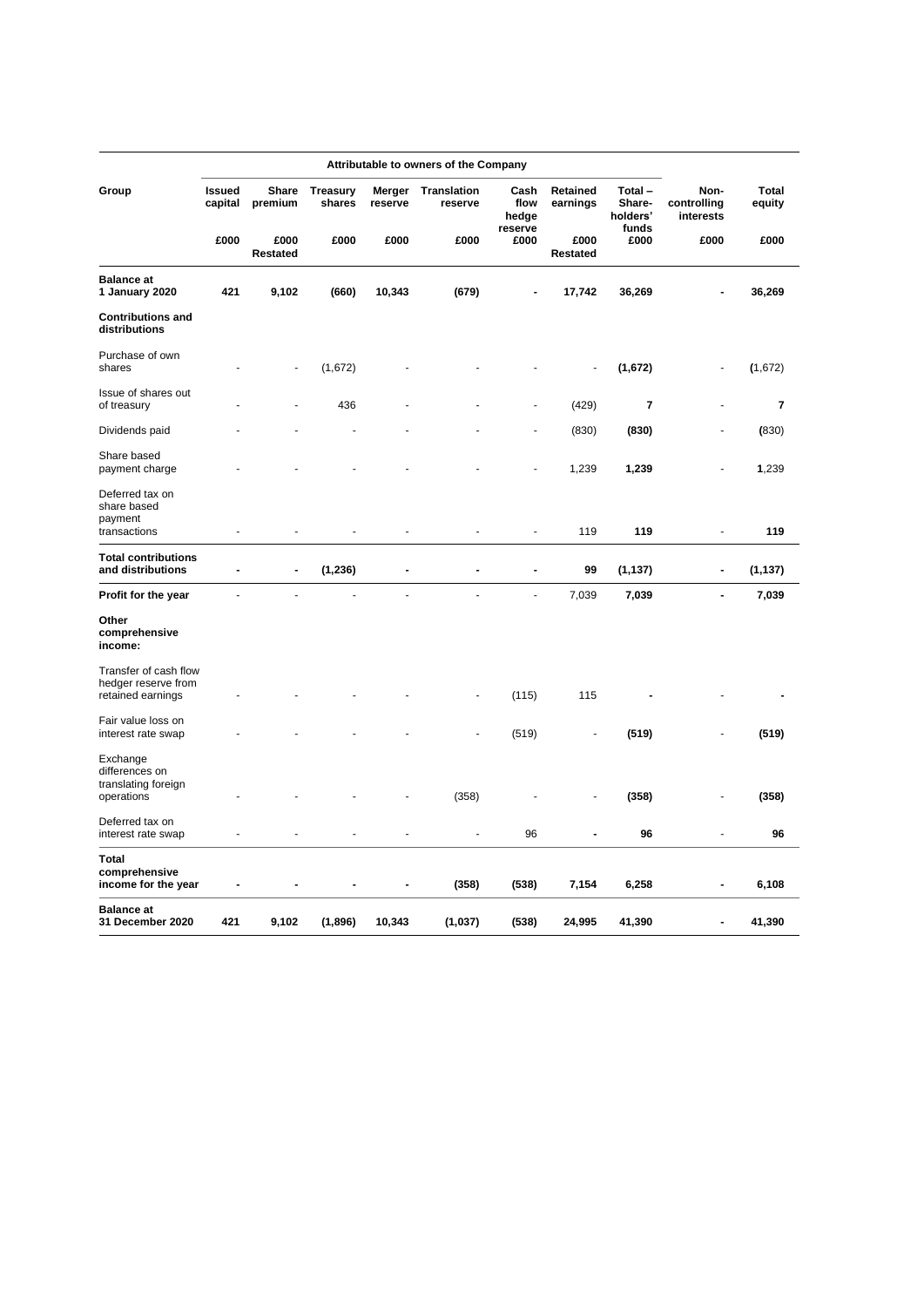| Group | Attributable to owners of the Company | | | | | | | | | |
|---|---|---|---|---|---|---|---|---|---|---|
| | **Issued capital** | **Share premium** | **Treasury shares** | **Merger reserve** | **Translation reserve** | **Cash flow hedge reserve** | **Retained earnings** | **Total – Share-holders' funds** | **Non-controlling interests** | **Total equity** |
| | **£000** | **£000 Restated** | **£000** | **£000** | **£000** | **£000** | **£000 Restated** | **£000** | **£000** | **£000** |
| **Balance at 1 January 2020** | **421** | **9,102** | **(660)** | **10,343** | **(679)** | **-** | **17,742** | **36,269** | **-** | **36,269** |
| **Contributions and distributions** | | | | | | | | | | |
| Purchase of own shares | - | - | (1,672) | - | - | - | - | **(1,672)** | - | (1,672) |
| Issue of shares out of treasury | - | - | 436 | - | - | - | (429) | **7** | - | **7** |
| Dividends paid | - | - | - | - | - | - | (830) | **(830)** | - | (830) |
| Share based payment charge | - | - | - | - | - | - | 1,239 | **1,239** | - | 1,239 |
| Deferred tax on share based payment transactions | - | - | - | - | - | - | 119 | **119** | - | **119** |
| **Total contributions and distributions** | **-** | **-** | **(1,236)** | **-** | **-** | **-** | **99** | **(1,137)** | **-** | **(1,137)** |
| **Profit for the year** | - | - | - | - | - | - | 7,039 | **7,039** | **-** | **7,039** |
| **Other comprehensive income:** | | | | | | | | | | |
| Transfer of cash flow hedger reserve from retained earnings | - | - | - | - | - | (115) | 115 | **-** | - | **-** |
| Fair value loss on interest rate swap | - | - | - | - | - | (519) | - | **(519)** | - | **(519)** |
| Exchange differences on translating foreign operations | - | - | - | - | (358) | - | - | **(358)** | - | **(358)** |
| Deferred tax on interest rate swap | - | - | - | - | - | 96 | **-** | **96** | - | **96** |
| **Total comprehensive income for the year** | **-** | **-** | **-** | **-** | **(358)** | **(538)** | **7,154** | **6,258** | **-** | **6,108** |
| **Balance at 31 December 2020** | **421** | **9,102** | **(1,896)** | **10,343** | **(1,037)** | **(538)** | **24,995** | **41,390** | **-** | **41,390** |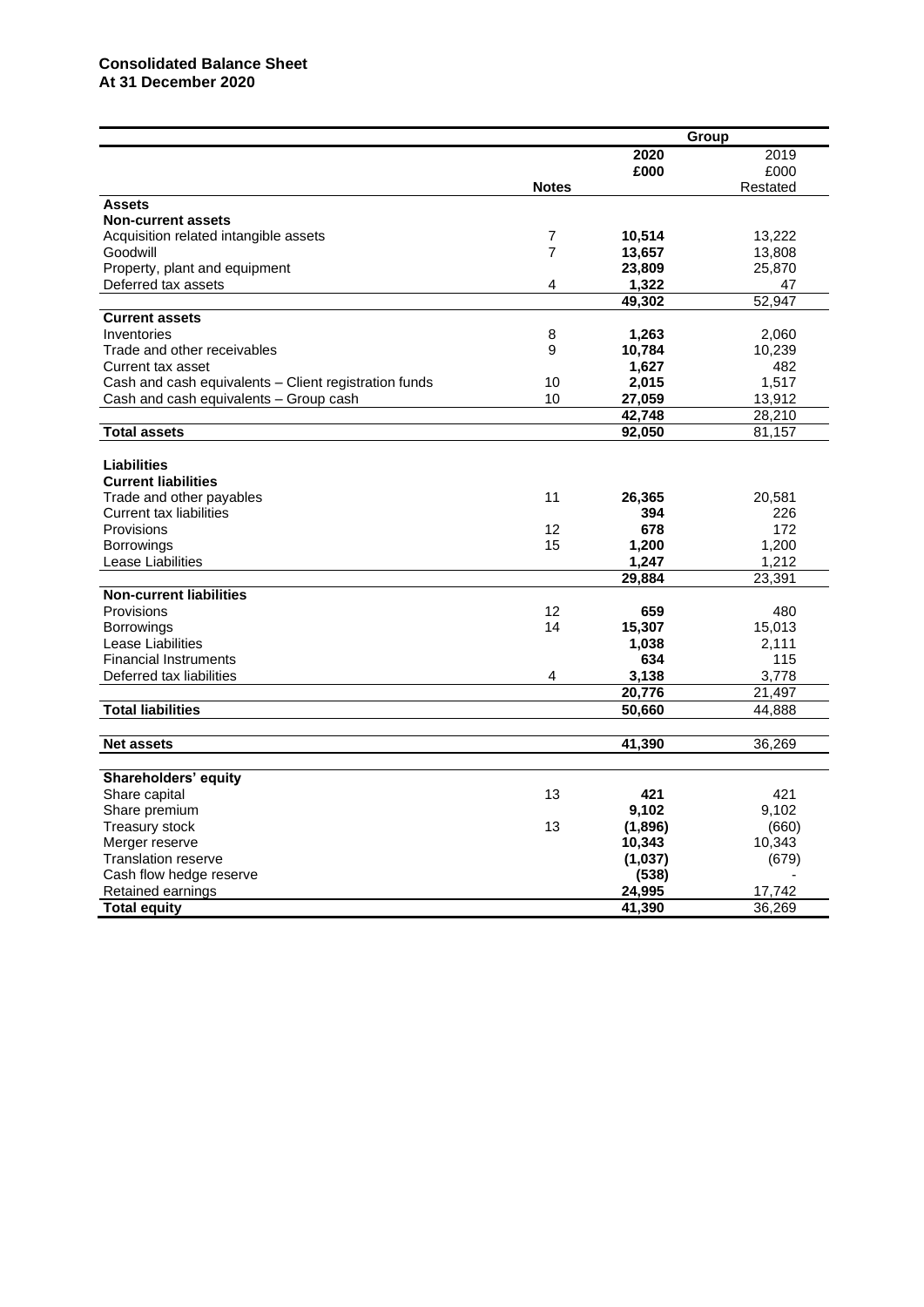**Consolidated Balance Sheet**
**At 31 December 2020**

| | | Group | |
|---|---|---|---|
| | | **2020** | 2019 |
| | | **£000** | £000 |
| | **Notes** | | Restated |
| **Assets** | | | |
| **Non-current assets** | | | |
| Acquisition related intangible assets | 7 | **10,514** | 13,222 |
| Goodwill | 7 | **13,657** | 13,808 |
| Property, plant and equipment | | **23,809** | 25,870 |
| Deferred tax assets | 4 | **1,322** | 47 |
| | | **49,302** | 52,947 |
| **Current assets** | | | |
| Inventories | 8 | **1,263** | 2,060 |
| Trade and other receivables | 9 | **10,784** | 10,239 |
| Current tax asset | | **1,627** | 482 |
| Cash and cash equivalents – Client registration funds | 10 | **2,015** | 1,517 |
| Cash and cash equivalents – Group cash | 10 | **27,059** | 13,912 |
| | | **42,748** | 28,210 |
| **Total assets** | | **92,050** | 81,157 |
| | | | |
| **Liabilities** | | | |
| **Current liabilities** | | | |
| Trade and other payables | 11 | **26,365** | 20,581 |
| Current tax liabilities | | **394** | 226 |
| Provisions | 12 | **678** | 172 |
| Borrowings | 15 | **1,200** | 1,200 |
| Lease Liabilities | | **1,247** | 1,212 |
| | | **29,884** | 23,391 |
| **Non-current liabilities** | | | |
| Provisions | 12 | **659** | 480 |
| Borrowings | 14 | **15,307** | 15,013 |
| Lease Liabilities | | **1,038** | 2,111 |
| Financial Instruments | | **634** | 115 |
| Deferred tax liabilities | 4 | **3,138** | 3,778 |
| | | **20,776** | 21,497 |
| **Total liabilities** | | **50,660** | 44,888 |
| | | | |
| **Net assets** | | **41,390** | 36,269 |
| | | | |
| **Shareholders' equity** | | | |
| Share capital | 13 | **421** | 421 |
| Share premium | | **9,102** | 9,102 |
| Treasury stock | 13 | **(1,896)** | (660) |
| Merger reserve | | **10,343** | 10,343 |
| Translation reserve | | **(1,037)** | (679) |
| Cash flow hedge reserve | | **(538)** | - |
| Retained earnings | | **24,995** | 17,742 |
| **Total equity** | | **41,390** | 36,269 |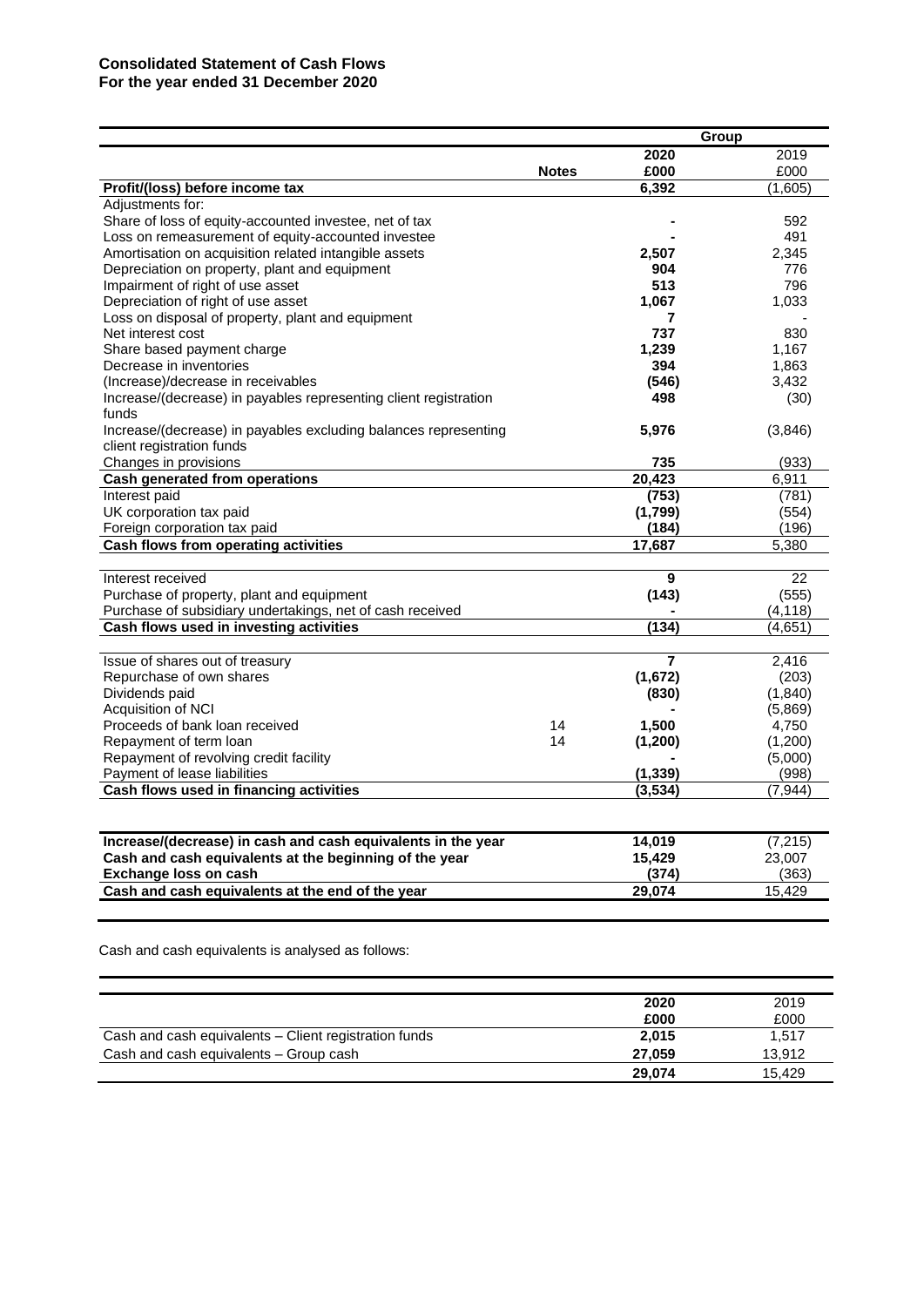**Consolidated Statement of Cash Flows**
**For the year ended 31 December 2020**

| | | Group | |
|---|---|---|---|
| | | **2020** | 2019 |
| | **Notes** | **£000** | £000 |
| **Profit/(loss) before income tax** | | **6,392** | (1,605) |
| Adjustments for: | | | |
| Share of loss of equity-accounted investee, net of tax | | **-** | 592 |
| Loss on remeasurement of equity-accounted investee | | **-** | 491 |
| Amortisation on acquisition related intangible assets | | **2,507** | 2,345 |
| Depreciation on property, plant and equipment | | **904** | 776 |
| Impairment of right of use asset | | **513** | 796 |
| Depreciation of right of use asset | | **1,067** | 1,033 |
| Loss on disposal of property, plant and equipment | | **7** | - |
| Net interest cost | | **737** | 830 |
| Share based payment charge | | **1,239** | 1,167 |
| Decrease in inventories | | **394** | 1,863 |
| (Increase)/decrease in receivables | | **(546)** | 3,432 |
| Increase/(decrease) in payables representing client registration funds | | **498** | (30) |
| Increase/(decrease) in payables excluding balances representing client registration funds | | **5,976** | (3,846) |
| Changes in provisions | | **735** | (933) |
| **Cash generated from operations** | | **20,423** | 6,911 |
| Interest paid | | **(753)** | (781) |
| UK corporation tax paid | | **(1,799)** | (554) |
| Foreign corporation tax paid | | **(184)** | (196) |
| **Cash flows from operating activities** | | **17,687** | 5,380 |
| | | | |
| Interest received | | **9** | 22 |
| Purchase of property, plant and equipment | | **(143)** | (555) |
| Purchase of subsidiary undertakings, net of cash received | | **-** | (4,118) |
| **Cash flows used in investing activities** | | **(134)** | (4,651) |
| | | | |
| Issue of shares out of treasury | | **7** | 2,416 |
| Repurchase of own shares | | **(1,672)** | (203) |
| Dividends paid | | **(830)** | (1,840) |
| Acquisition of NCI | | **-** | (5,869) |
| Proceeds of bank loan received | 14 | **1,500** | 4,750 |
| Repayment of term loan | 14 | **(1,200)** | (1,200) |
| Repayment of revolving credit facility | | **-** | (5,000) |
| Payment of lease liabilities | | **(1,339)** | (998) |
| **Cash flows used in financing activities** | | **(3,534)** | (7,944) |
| | | | |
| **Increase/(decrease) in cash and cash equivalents in the year** | | **14,019** | (7,215) |
| **Cash and cash equivalents at the beginning of the year** | | **15,429** | 23,007 |
| **Exchange loss on cash** | | **(374)** | (363) |
| **Cash and cash equivalents at the end of the year** | | **29,074** | 15,429 |

Cash and cash equivalents is analysed as follows:

| | **2020** | 2019 |
|---|---|---|
| | **£000** | £000 |
| Cash and cash equivalents – Client registration funds | **2,015** | 1,517 |
| Cash and cash equivalents – Group cash | **27,059** | 13,912 |
| | **29,074** | 15,429 |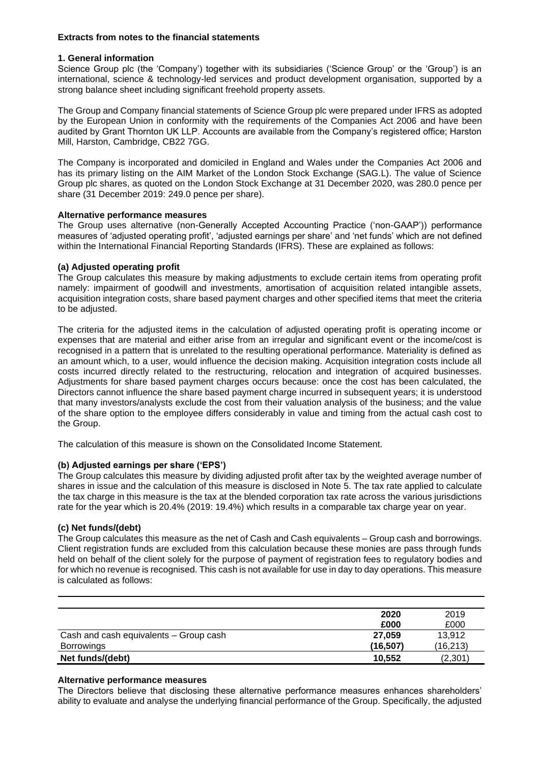**Extracts from notes to the financial statements**

**1. General information**

Science Group plc (the 'Company') together with its subsidiaries ('Science Group' or the 'Group') is an international, science & technology-led services and product development organisation, supported by a strong balance sheet including significant freehold property assets.

The Group and Company financial statements of Science Group plc were prepared under IFRS as adopted by the European Union in conformity with the requirements of the Companies Act 2006 and have been audited by Grant Thornton UK LLP. Accounts are available from the Company's registered office; Harston Mill, Harston, Cambridge, CB22 7GG.

The Company is incorporated and domiciled in England and Wales under the Companies Act 2006 and has its primary listing on the AIM Market of the London Stock Exchange (SAG.L). The value of Science Group plc shares, as quoted on the London Stock Exchange at 31 December 2020, was 280.0 pence per share (31 December 2019: 249.0 pence per share).

**Alternative performance measures**

The Group uses alternative (non-Generally Accepted Accounting Practice ('non-GAAP')) performance measures of 'adjusted operating profit', 'adjusted earnings per share' and 'net funds' which are not defined within the International Financial Reporting Standards (IFRS). These are explained as follows:

**(a) Adjusted operating profit**

The Group calculates this measure by making adjustments to exclude certain items from operating profit namely: impairment of goodwill and investments, amortisation of acquisition related intangible assets, acquisition integration costs, share based payment charges and other specified items that meet the criteria to be adjusted.

The criteria for the adjusted items in the calculation of adjusted operating profit is operating income or expenses that are material and either arise from an irregular and significant event or the income/cost is recognised in a pattern that is unrelated to the resulting operational performance. Materiality is defined as an amount which, to a user, would influence the decision making. Acquisition integration costs include all costs incurred directly related to the restructuring, relocation and integration of acquired businesses. Adjustments for share based payment charges occurs because: once the cost has been calculated, the Directors cannot influence the share based payment charge incurred in subsequent years; it is understood that many investors/analysts exclude the cost from their valuation analysis of the business; and the value of the share option to the employee differs considerably in value and timing from the actual cash cost to the Group.

The calculation of this measure is shown on the Consolidated Income Statement.

**(b) Adjusted earnings per share ('EPS')**

The Group calculates this measure by dividing adjusted profit after tax by the weighted average number of shares in issue and the calculation of this measure is disclosed in Note 5. The tax rate applied to calculate the tax charge in this measure is the tax at the blended corporation tax rate across the various jurisdictions rate for the year which is 20.4% (2019: 19.4%) which results in a comparable tax charge year on year.

**(c) Net funds/(debt)**

The Group calculates this measure as the net of Cash and Cash equivalents – Group cash and borrowings. Client registration funds are excluded from this calculation because these monies are pass through funds held on behalf of the client solely for the purpose of payment of registration fees to regulatory bodies and for which no revenue is recognised. This cash is not available for use in day to day operations. This measure is calculated as follows:

| | **2020**<br>**£000** | 2019<br>£000 |
|---|---|---|
| Cash and cash equivalents – Group cash | **27,059** | 13,912 |
| Borrowings | **(16,507)** | (16,213) |
| **Net funds/(debt)** | **10,552** | (2,301) |

**Alternative performance measures**

The Directors believe that disclosing these alternative performance measures enhances shareholders' ability to evaluate and analyse the underlying financial performance of the Group. Specifically, the adjusted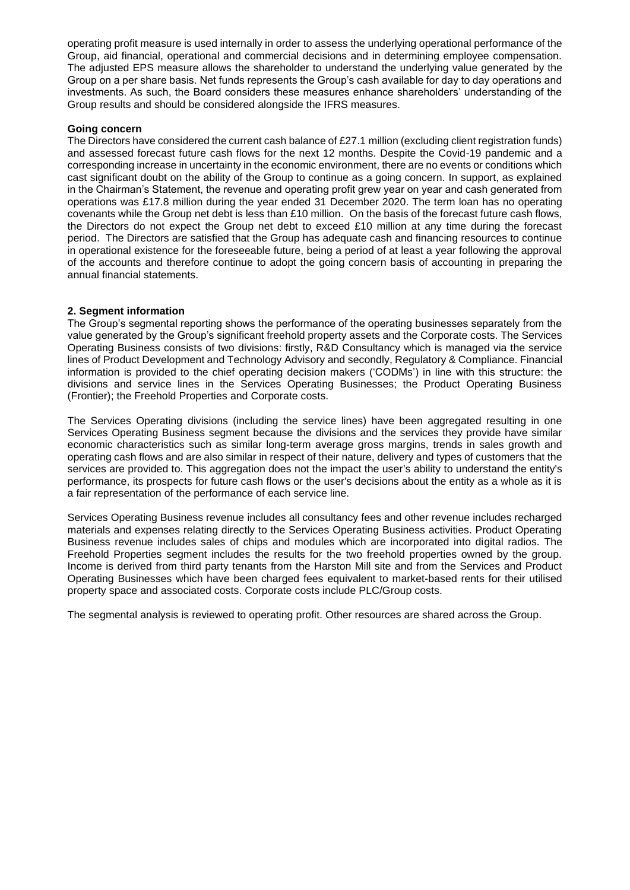operating profit measure is used internally in order to assess the underlying operational performance of the Group, aid financial, operational and commercial decisions and in determining employee compensation. The adjusted EPS measure allows the shareholder to understand the underlying value generated by the Group on a per share basis. Net funds represents the Group's cash available for day to day operations and investments. As such, the Board considers these measures enhance shareholders' understanding of the Group results and should be considered alongside the IFRS measures.

**Going concern**

The Directors have considered the current cash balance of £27.1 million (excluding client registration funds) and assessed forecast future cash flows for the next 12 months. Despite the Covid-19 pandemic and a corresponding increase in uncertainty in the economic environment, there are no events or conditions which cast significant doubt on the ability of the Group to continue as a going concern. In support, as explained in the Chairman's Statement, the revenue and operating profit grew year on year and cash generated from operations was £17.8 million during the year ended 31 December 2020. The term loan has no operating covenants while the Group net debt is less than £10 million. On the basis of the forecast future cash flows, the Directors do not expect the Group net debt to exceed £10 million at any time during the forecast period. The Directors are satisfied that the Group has adequate cash and financing resources to continue in operational existence for the foreseeable future, being a period of at least a year following the approval of the accounts and therefore continue to adopt the going concern basis of accounting in preparing the annual financial statements.

**2. Segment information**

The Group's segmental reporting shows the performance of the operating businesses separately from the value generated by the Group's significant freehold property assets and the Corporate costs. The Services Operating Business consists of two divisions: firstly, R&D Consultancy which is managed via the service lines of Product Development and Technology Advisory and secondly, Regulatory & Compliance. Financial information is provided to the chief operating decision makers ('CODMs') in line with this structure: the divisions and service lines in the Services Operating Businesses; the Product Operating Business (Frontier); the Freehold Properties and Corporate costs.

The Services Operating divisions (including the service lines) have been aggregated resulting in one Services Operating Business segment because the divisions and the services they provide have similar economic characteristics such as similar long-term average gross margins, trends in sales growth and operating cash flows and are also similar in respect of their nature, delivery and types of customers that the services are provided to. This aggregation does not the impact the user's ability to understand the entity's performance, its prospects for future cash flows or the user's decisions about the entity as a whole as it is a fair representation of the performance of each service line.

Services Operating Business revenue includes all consultancy fees and other revenue includes recharged materials and expenses relating directly to the Services Operating Business activities. Product Operating Business revenue includes sales of chips and modules which are incorporated into digital radios. The Freehold Properties segment includes the results for the two freehold properties owned by the group. Income is derived from third party tenants from the Harston Mill site and from the Services and Product Operating Businesses which have been charged fees equivalent to market-based rents for their utilised property space and associated costs. Corporate costs include PLC/Group costs.

The segmental analysis is reviewed to operating profit. Other resources are shared across the Group.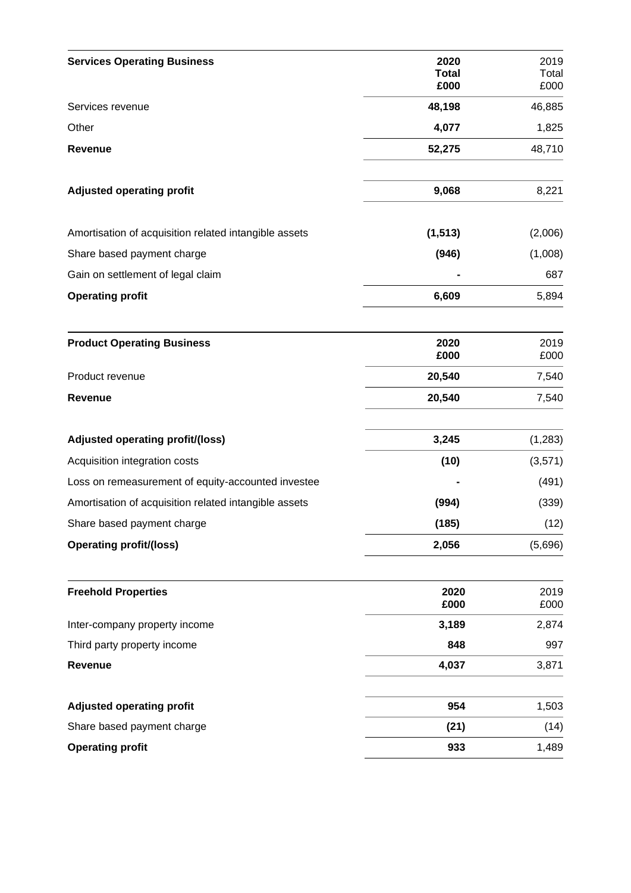| Services Operating Business | 2020 Total £000 | 2019 Total £000 |
|---|---|---|
| Services revenue | **48,198** | 46,885 |
| Other | **4,077** | 1,825 |
| **Revenue** | **52,275** | 48,710 |
| | | |
| **Adjusted operating profit** | **9,068** | 8,221 |
| | | |
| Amortisation of acquisition related intangible assets | **(1,513)** | (2,006) |
| Share based payment charge | **(946)** | (1,008) |
| Gain on settlement of legal claim | **-** | 687 |
| **Operating profit** | **6,609** | 5,894 |

| Product Operating Business | 2020 £000 | 2019 £000 |
|---|---|---|
| Product revenue | **20,540** | 7,540 |
| **Revenue** | **20,540** | 7,540 |
| | | |
| **Adjusted operating profit/(loss)** | **3,245** | (1,283) |
| Acquisition integration costs | **(10)** | (3,571) |
| Loss on remeasurement of equity-accounted investee | **-** | (491) |
| Amortisation of acquisition related intangible assets | **(994)** | (339) |
| Share based payment charge | **(185)** | (12) |
| **Operating profit/(loss)** | **2,056** | (5,696) |

| Freehold Properties | 2020 £000 | 2019 £000 |
|---|---|---|
| Inter-company property income | **3,189** | 2,874 |
| Third party property income | **848** | 997 |
| **Revenue** | **4,037** | 3,871 |
| | | |
| **Adjusted operating profit** | **954** | 1,503 |
| Share based payment charge | **(21)** | (14) |
| **Operating profit** | **933** | 1,489 |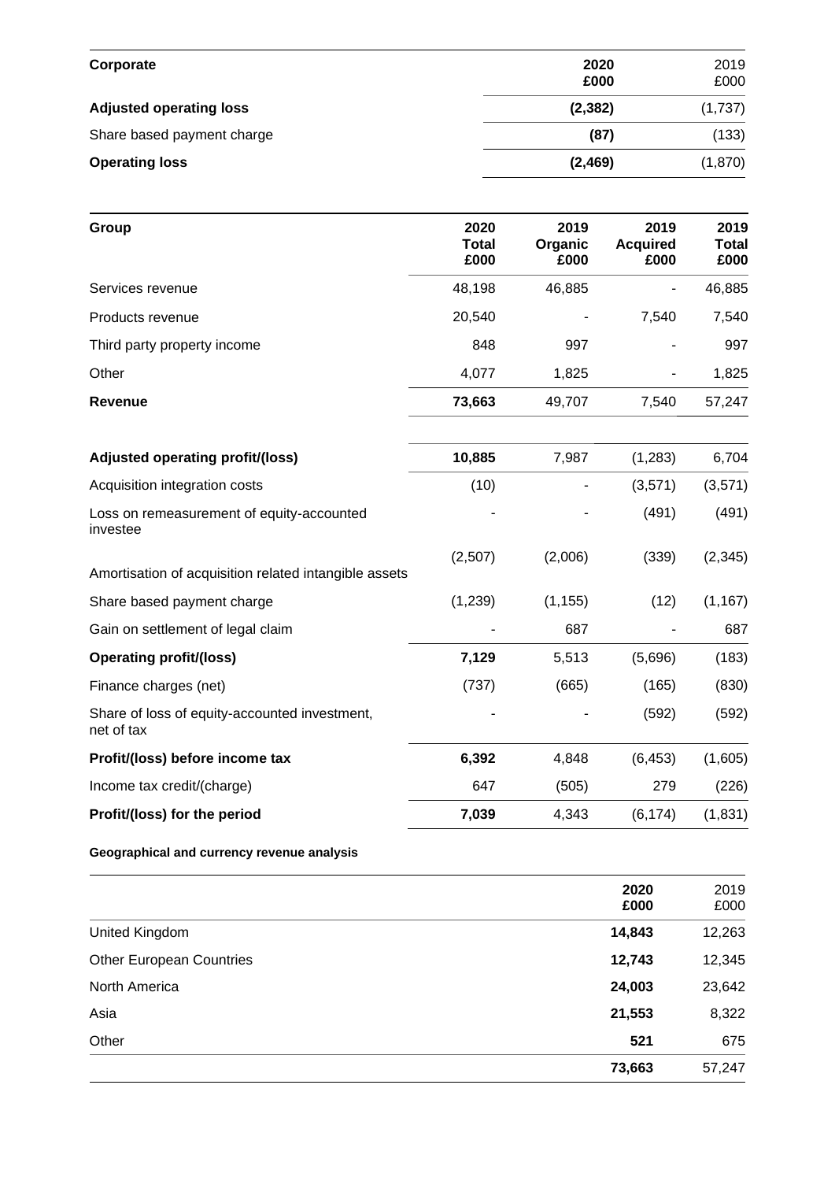| Corporate | 2020 £000 | 2019 £000 |
| --- | --- | --- |
| **Adjusted operating loss** | **(2,382)** | (1,737) |
| Share based payment charge | **(87)** | (133) |
| **Operating loss** | **(2,469)** | (1,870) |

| Group | 2020 Total £000 | 2019 Organic £000 | 2019 Acquired £000 | 2019 Total £000 |
| --- | --- | --- | --- | --- |
| Services revenue | 48,198 | 46,885 | - | 46,885 |
| Products revenue | 20,540 | - | 7,540 | 7,540 |
| Third party property income | 848 | 997 | - | 997 |
| Other | 4,077 | 1,825 | - | 1,825 |
| **Revenue** | **73,663** | 49,707 | 7,540 | 57,247 |
| | | | | |
| **Adjusted operating profit/(loss)** | **10,885** | 7,987 | (1,283) | 6,704 |
| Acquisition integration costs | (10) | - | (3,571) | (3,571) |
| Loss on remeasurement of equity-accounted investee | - | - | (491) | (491) |
| Amortisation of acquisition related intangible assets | (2,507) | (2,006) | (339) | (2,345) |
| Share based payment charge | (1,239) | (1,155) | (12) | (1,167) |
| Gain on settlement of legal claim | - | 687 | - | 687 |
| **Operating profit/(loss)** | **7,129** | 5,513 | (5,696) | (183) |
| Finance charges (net) | (737) | (665) | (165) | (830) |
| Share of loss of equity-accounted investment, net of tax | - | - | (592) | (592) |
| **Profit/(loss) before income tax** | **6,392** | 4,848 | (6,453) | (1,605) |
| Income tax credit/(charge) | 647 | (505) | 279 | (226) |
| **Profit/(loss) for the period** | **7,039** | 4,343 | (6,174) | (1,831) |

**Geographical and currency revenue analysis**

| | 2020 £000 | 2019 £000 |
| --- | --- | --- |
| United Kingdom | **14,843** | 12,263 |
| Other European Countries | **12,743** | 12,345 |
| North America | **24,003** | 23,642 |
| Asia | **21,553** | 8,322 |
| Other | **521** | 675 |
| | **73,663** | 57,247 |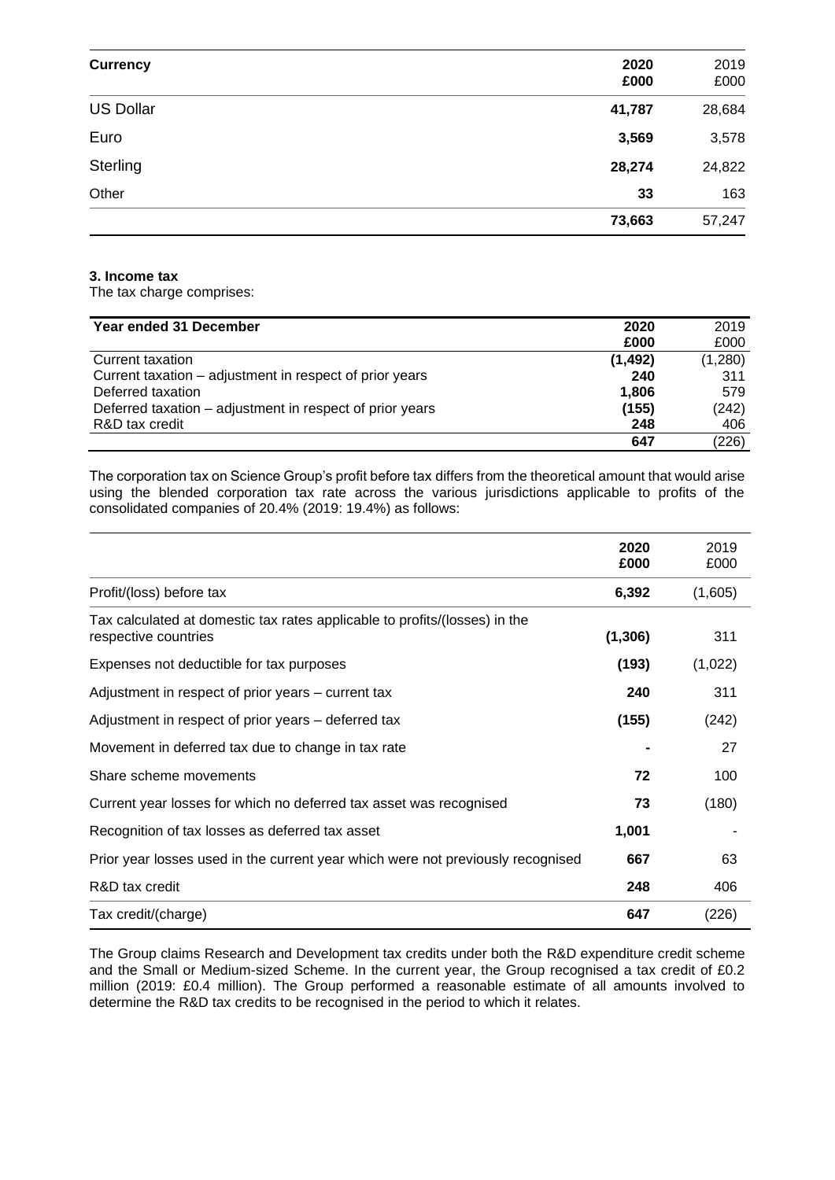| Currency | 2020 £000 | 2019 £000 |
|---|---|---|
| US Dollar | **41,787** | 28,684 |
| Euro | **3,569** | 3,578 |
| Sterling | **28,274** | 24,822 |
| Other | **33** | 163 |
| | **73,663** | 57,247 |

**3. Income tax**

The tax charge comprises:

| Year ended 31 December | 2020 £000 | 2019 £000 |
|---|---|---|
| Current taxation | **(1,492)** | (1,280) |
| Current taxation – adjustment in respect of prior years | **240** | 311 |
| Deferred taxation | **1,806** | 579 |
| Deferred taxation – adjustment in respect of prior years | **(155)** | (242) |
| R&D tax credit | **248** | 406 |
| | **647** | (226) |

The corporation tax on Science Group's profit before tax differs from the theoretical amount that would arise using the blended corporation tax rate across the various jurisdictions applicable to profits of the consolidated companies of 20.4% (2019: 19.4%) as follows:

| | 2020 £000 | 2019 £000 |
|---|---|---|
| Profit/(loss) before tax | **6,392** | (1,605) |
| Tax calculated at domestic tax rates applicable to profits/(losses) in the respective countries | **(1,306)** | 311 |
| Expenses not deductible for tax purposes | **(193)** | (1,022) |
| Adjustment in respect of prior years – current tax | **240** | 311 |
| Adjustment in respect of prior years – deferred tax | **(155)** | (242) |
| Movement in deferred tax due to change in tax rate | **-** | 27 |
| Share scheme movements | **72** | 100 |
| Current year losses for which no deferred tax asset was recognised | **73** | (180) |
| Recognition of tax losses as deferred tax asset | **1,001** | - |
| Prior year losses used in the current year which were not previously recognised | **667** | 63 |
| R&D tax credit | **248** | 406 |
| Tax credit/(charge) | **647** | (226) |

The Group claims Research and Development tax credits under both the R&D expenditure credit scheme and the Small or Medium-sized Scheme. In the current year, the Group recognised a tax credit of £0.2 million (2019: £0.4 million). The Group performed a reasonable estimate of all amounts involved to determine the R&D tax credits to be recognised in the period to which it relates.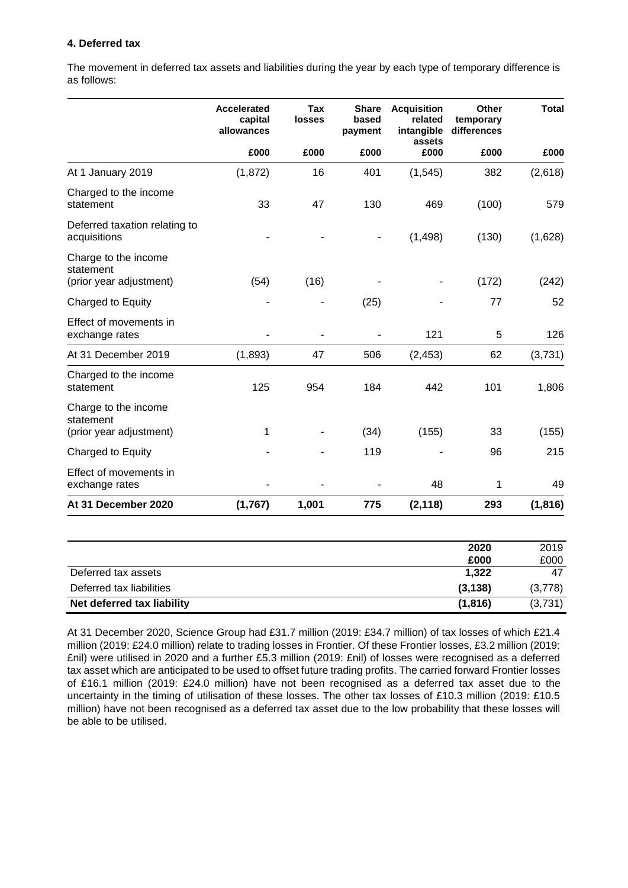#### 4. Deferred tax

The movement in deferred tax assets and liabilities during the year by each type of temporary difference is as follows:

| | Accelerated capital allowances | Tax losses | Share based payment | Acquisition related intangible assets | Other temporary differences | Total |
|---|---|---|---|---|---|---|
| | £000 | £000 | £000 | £000 | £000 | £000 |
| At 1 January 2019 | (1,872) | 16 | 401 | (1,545) | 382 | (2,618) |
| Charged to the income statement | 33 | 47 | 130 | 469 | (100) | 579 |
| Deferred taxation relating to acquisitions | - | - | - | (1,498) | (130) | (1,628) |
| Charge to the income statement (prior year adjustment) | (54) | (16) | - | - | (172) | (242) |
| Charged to Equity | - | - | (25) | - | 77 | 52 |
| Effect of movements in exchange rates | - | - | - | 121 | 5 | 126 |
| At 31 December 2019 | (1,893) | 47 | 506 | (2,453) | 62 | (3,731) |
| Charged to the income statement | 125 | 954 | 184 | 442 | 101 | 1,806 |
| Charge to the income statement (prior year adjustment) | 1 | - | (34) | (155) | 33 | (155) |
| Charged to Equity | - | - | 119 | - | 96 | 215 |
| Effect of movements in exchange rates | - | - | - | 48 | 1 | 49 |
| **At 31 December 2020** | **(1,767)** | **1,001** | **775** | **(2,118)** | **293** | **(1,816)** |

| | 2020 | 2019 |
|---|---|---|
| | £000 | £000 |
| Deferred tax assets | **1,322** | 47 |
| Deferred tax liabilities | **(3,138)** | (3,778) |
| **Net deferred tax liability** | **(1,816)** | (3,731) |

At 31 December 2020, Science Group had £31.7 million (2019: £34.7 million) of tax losses of which £21.4 million (2019: £24.0 million) relate to trading losses in Frontier. Of these Frontier losses, £3.2 million (2019: £nil) were utilised in 2020 and a further £5.3 million (2019: £nil) of losses were recognised as a deferred tax asset which are anticipated to be used to offset future trading profits. The carried forward Frontier losses of £16.1 million (2019: £24.0 million) have not been recognised as a deferred tax asset due to the uncertainty in the timing of utilisation of these losses. The other tax losses of £10.3 million (2019: £10.5 million) have not been recognised as a deferred tax asset due to the low probability that these losses will be able to be utilised.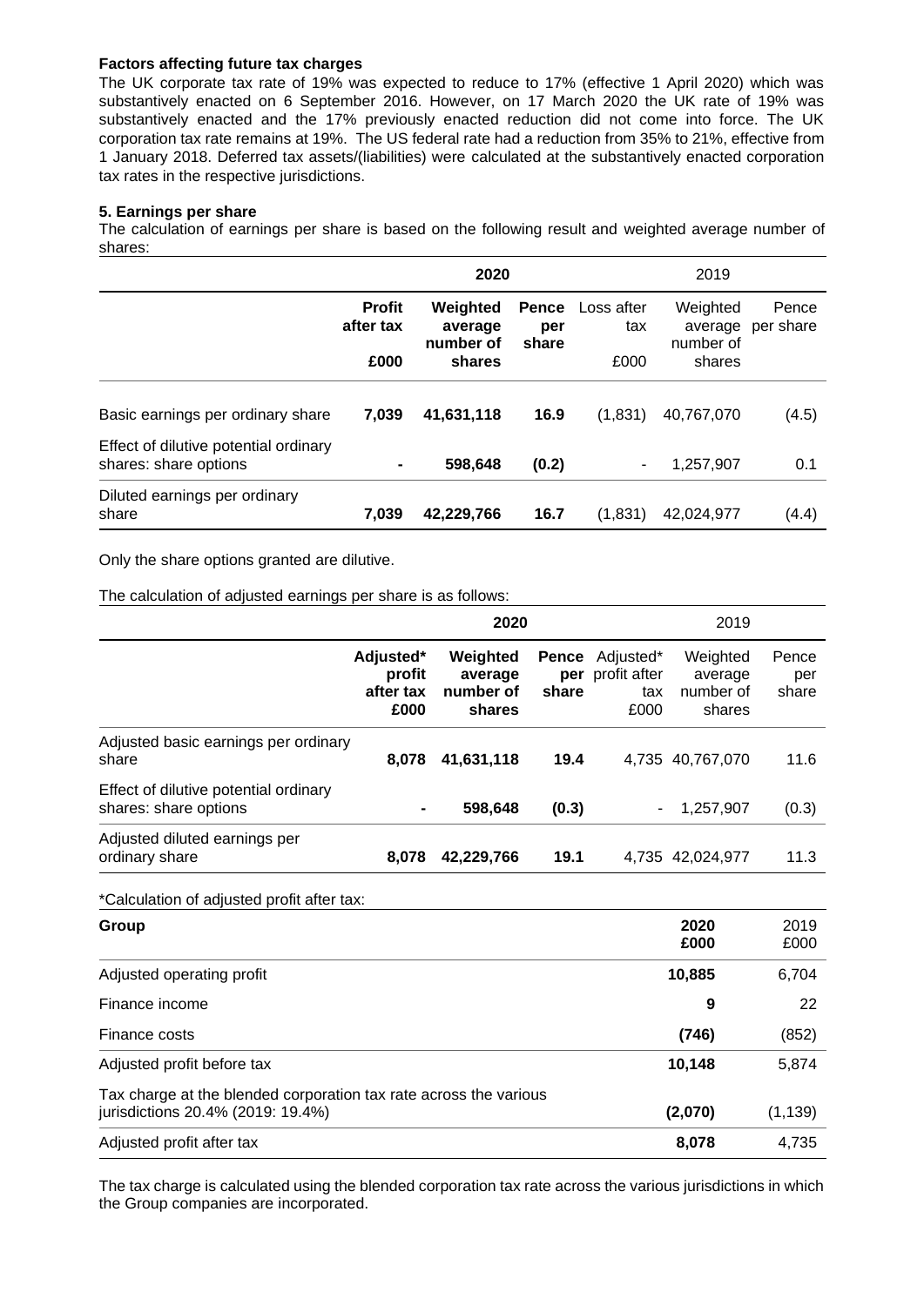**Factors affecting future tax charges**

The UK corporate tax rate of 19% was expected to reduce to 17% (effective 1 April 2020) which was substantively enacted on 6 September 2016. However, on 17 March 2020 the UK rate of 19% was substantively enacted and the 17% previously enacted reduction did not come into force. The UK corporation tax rate remains at 19%. The US federal rate had a reduction from 35% to 21%, effective from 1 January 2018. Deferred tax assets/(liabilities) were calculated at the substantively enacted corporation tax rates in the respective jurisdictions.

**5. Earnings per share**

The calculation of earnings per share is based on the following result and weighted average number of shares:

| | **2020** | | | 2019 | | |
|---|---|---|---|---|---|---|
| | **Profit after tax £000** | **Weighted average number of shares** | **Pence per share** | Loss after tax £000 | Weighted average number of shares | Pence per share |
| Basic earnings per ordinary share | **7,039** | **41,631,118** | **16.9** | (1,831) | 40,767,070 | (4.5) |
| Effect of dilutive potential ordinary shares: share options | **-** | **598,648** | **(0.2)** | - | 1,257,907 | 0.1 |
| Diluted earnings per ordinary share | **7,039** | **42,229,766** | **16.7** | (1,831) | 42,024,977 | (4.4) |

Only the share options granted are dilutive.

The calculation of adjusted earnings per share is as follows:

| | **2020** | | | 2019 | | |
|---|---|---|---|---|---|---|
| | **Adjusted* profit after tax £000** | **Weighted average number of shares** | **Pence per share** | Adjusted* profit after tax £000 | Weighted average number of shares | Pence per share |
| Adjusted basic earnings per ordinary share | **8,078** | **41,631,118** | **19.4** | 4,735 | 40,767,070 | 11.6 |
| Effect of dilutive potential ordinary shares: share options | **-** | **598,648** | **(0.3)** | - | 1,257,907 | (0.3) |
| Adjusted diluted earnings per ordinary share | **8,078** | **42,229,766** | **19.1** | 4,735 | 42,024,977 | 11.3 |

*Calculation of adjusted profit after tax:

| **Group** | **2020 £000** | 2019 £000 |
|---|---|---|
| Adjusted operating profit | **10,885** | 6,704 |
| Finance income | **9** | 22 |
| Finance costs | **(746)** | (852) |
| Adjusted profit before tax | **10,148** | 5,874 |
| Tax charge at the blended corporation tax rate across the various jurisdictions 20.4% (2019: 19.4%) | **(2,070)** | (1,139) |
| Adjusted profit after tax | **8,078** | 4,735 |

The tax charge is calculated using the blended corporation tax rate across the various jurisdictions in which the Group companies are incorporated.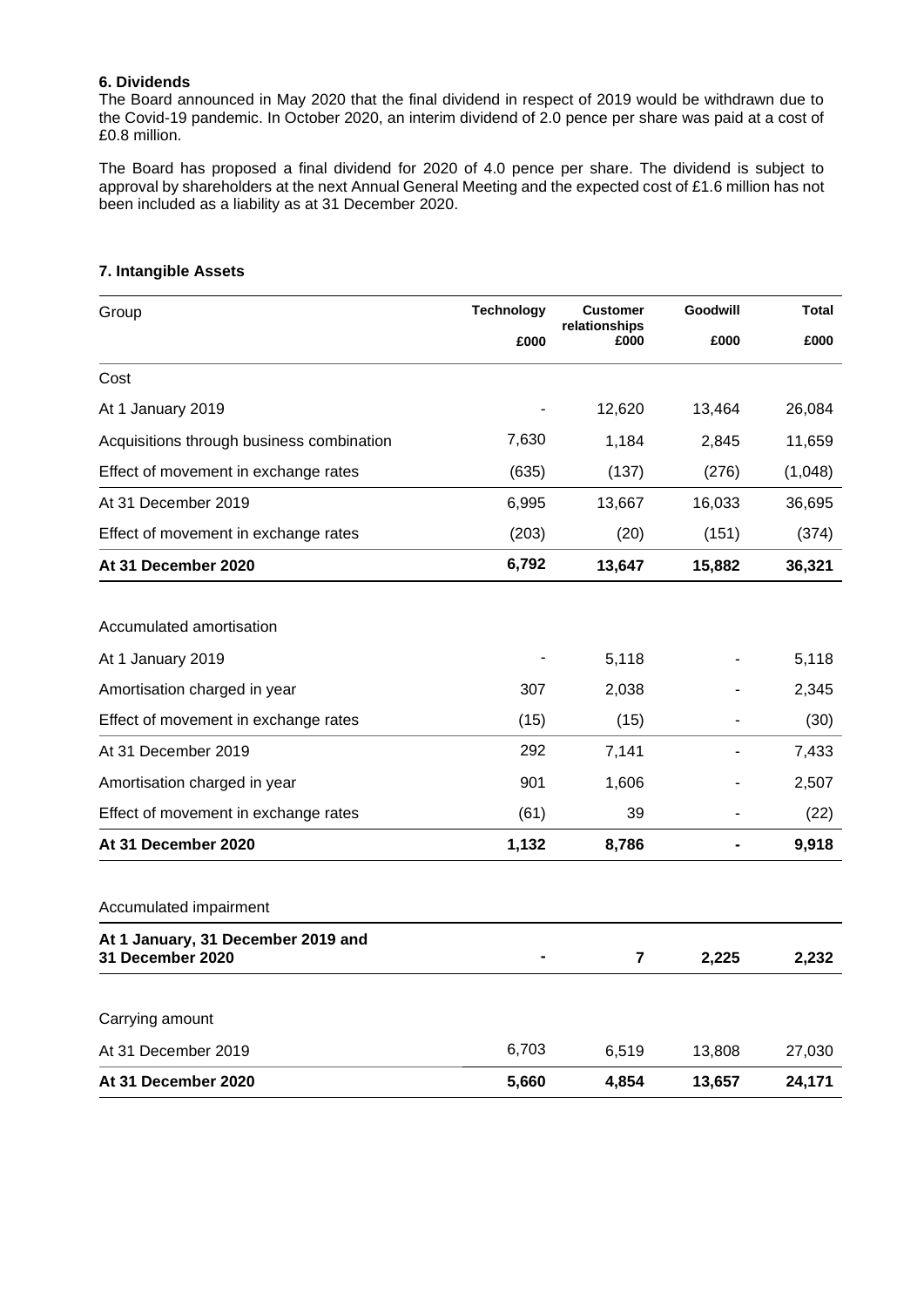### 6. Dividends

The Board announced in May 2020 that the final dividend in respect of 2019 would be withdrawn due to the Covid-19 pandemic. In October 2020, an interim dividend of 2.0 pence per share was paid at a cost of £0.8 million.

The Board has proposed a final dividend for 2020 of 4.0 pence per share. The dividend is subject to approval by shareholders at the next Annual General Meeting and the expected cost of £1.6 million has not been included as a liability as at 31 December 2020.

### 7. Intangible Assets

| Group | Technology £000 | Customer relationships £000 | Goodwill £000 | Total £000 |
|---|---|---|---|---|
| Cost | | | | |
| At 1 January 2019 | - | 12,620 | 13,464 | 26,084 |
| Acquisitions through business combination | 7,630 | 1,184 | 2,845 | 11,659 |
| Effect of movement in exchange rates | (635) | (137) | (276) | (1,048) |
| At 31 December 2019 | 6,995 | 13,667 | 16,033 | 36,695 |
| Effect of movement in exchange rates | (203) | (20) | (151) | (374) |
| **At 31 December 2020** | **6,792** | **13,647** | **15,882** | **36,321** |
| | | | | |
| Accumulated amortisation | | | | |
| At 1 January 2019 | - | 5,118 | - | 5,118 |
| Amortisation charged in year | 307 | 2,038 | - | 2,345 |
| Effect of movement in exchange rates | (15) | (15) | - | (30) |
| At 31 December 2019 | 292 | 7,141 | - | 7,433 |
| Amortisation charged in year | 901 | 1,606 | - | 2,507 |
| Effect of movement in exchange rates | (61) | 39 | - | (22) |
| **At 31 December 2020** | **1,132** | **8,786** | **-** | **9,918** |
| | | | | |
| Accumulated impairment | | | | |
| **At 1 January, 31 December 2019 and 31 December 2020** | **-** | **7** | **2,225** | **2,232** |
| | | | | |
| Carrying amount | | | | |
| At 31 December 2019 | 6,703 | 6,519 | 13,808 | 27,030 |
| **At 31 December 2020** | **5,660** | **4,854** | **13,657** | **24,171** |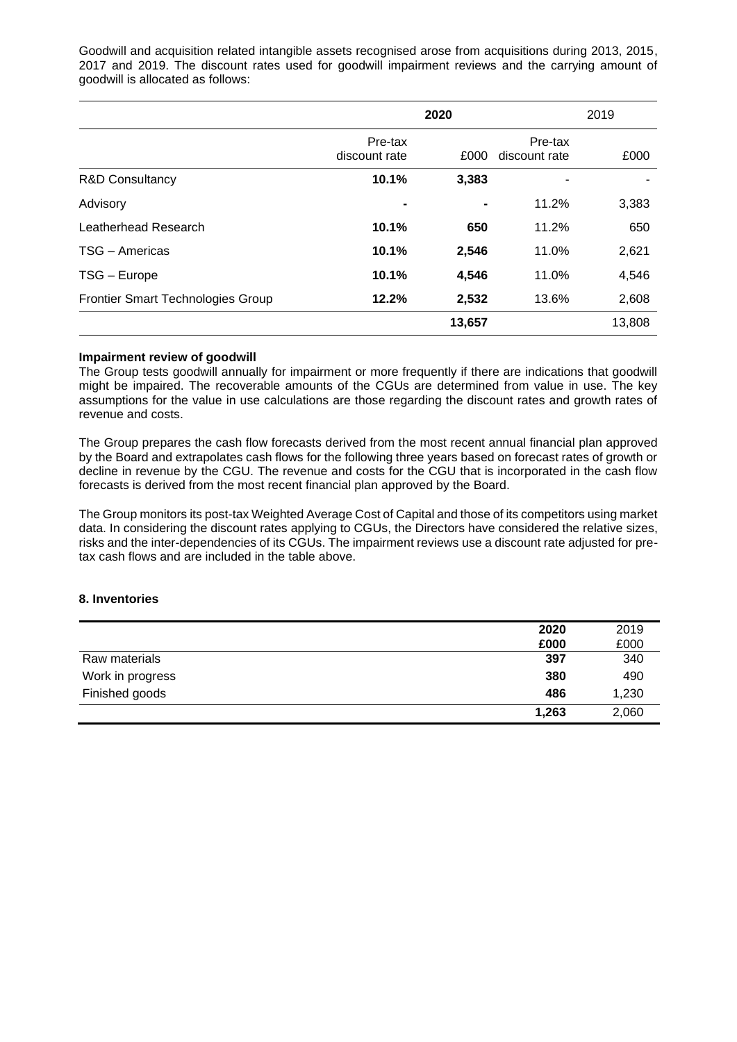Goodwill and acquisition related intangible assets recognised arose from acquisitions during 2013, 2015, 2017 and 2019. The discount rates used for goodwill impairment reviews and the carrying amount of goodwill is allocated as follows:

| | **2020** | | 2019 | |
|---|---|---|---|---|
| | Pre-tax discount rate | £000 | Pre-tax discount rate | £000 |
| R&D Consultancy | **10.1%** | **3,383** | - | - |
| Advisory | **-** | **-** | 11.2% | 3,383 |
| Leatherhead Research | **10.1%** | **650** | 11.2% | 650 |
| TSG – Americas | **10.1%** | **2,546** | 11.0% | 2,621 |
| TSG – Europe | **10.1%** | **4,546** | 11.0% | 4,546 |
| Frontier Smart Technologies Group | **12.2%** | **2,532** | 13.6% | 2,608 |
| | | **13,657** | | 13,808 |

**Impairment review of goodwill**

The Group tests goodwill annually for impairment or more frequently if there are indications that goodwill might be impaired. The recoverable amounts of the CGUs are determined from value in use. The key assumptions for the value in use calculations are those regarding the discount rates and growth rates of revenue and costs.

The Group prepares the cash flow forecasts derived from the most recent annual financial plan approved by the Board and extrapolates cash flows for the following three years based on forecast rates of growth or decline in revenue by the CGU. The revenue and costs for the CGU that is incorporated in the cash flow forecasts is derived from the most recent financial plan approved by the Board.

The Group monitors its post-tax Weighted Average Cost of Capital and those of its competitors using market data. In considering the discount rates applying to CGUs, the Directors have considered the relative sizes, risks and the inter-dependencies of its CGUs. The impairment reviews use a discount rate adjusted for pre-tax cash flows and are included in the table above.

**8. Inventories**

| | **2020** | 2019 |
|---|---|---|
| | **£000** | £000 |
| Raw materials | **397** | 340 |
| Work in progress | **380** | 490 |
| Finished goods | **486** | 1,230 |
| | **1,263** | 2,060 |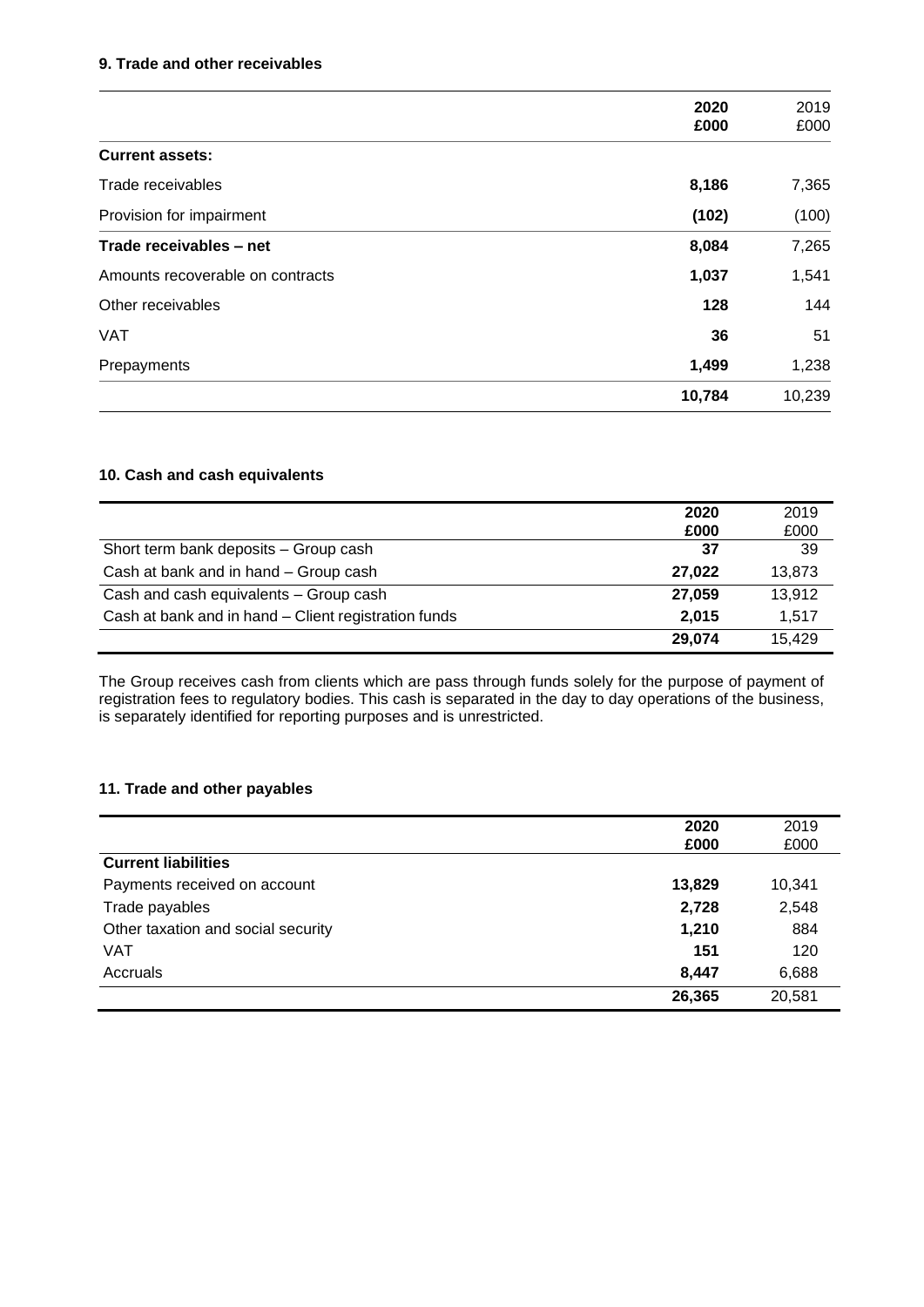#### 9. Trade and other receivables

| | 2020 £000 | 2019 £000 |
|---|---|---|
| **Current assets:** | | |
| Trade receivables | **8,186** | 7,365 |
| Provision for impairment | **(102)** | (100) |
| **Trade receivables – net** | **8,084** | 7,265 |
| Amounts recoverable on contracts | **1,037** | 1,541 |
| Other receivables | **128** | 144 |
| VAT | **36** | 51 |
| Prepayments | **1,499** | 1,238 |
| | **10,784** | 10,239 |

#### 10. Cash and cash equivalents

| | 2020 £000 | 2019 £000 |
|---|---|---|
| Short term bank deposits – Group cash | **37** | 39 |
| Cash at bank and in hand – Group cash | **27,022** | 13,873 |
| Cash and cash equivalents – Group cash | **27,059** | 13,912 |
| Cash at bank and in hand – Client registration funds | **2,015** | 1,517 |
| | **29,074** | 15,429 |

The Group receives cash from clients which are pass through funds solely for the purpose of payment of registration fees to regulatory bodies. This cash is separated in the day to day operations of the business, is separately identified for reporting purposes and is unrestricted.

#### 11. Trade and other payables

| | 2020 £000 | 2019 £000 |
|---|---|---|
| **Current liabilities** | | |
| Payments received on account | **13,829** | 10,341 |
| Trade payables | **2,728** | 2,548 |
| Other taxation and social security | **1,210** | 884 |
| VAT | **151** | 120 |
| Accruals | **8,447** | 6,688 |
| | **26,365** | 20,581 |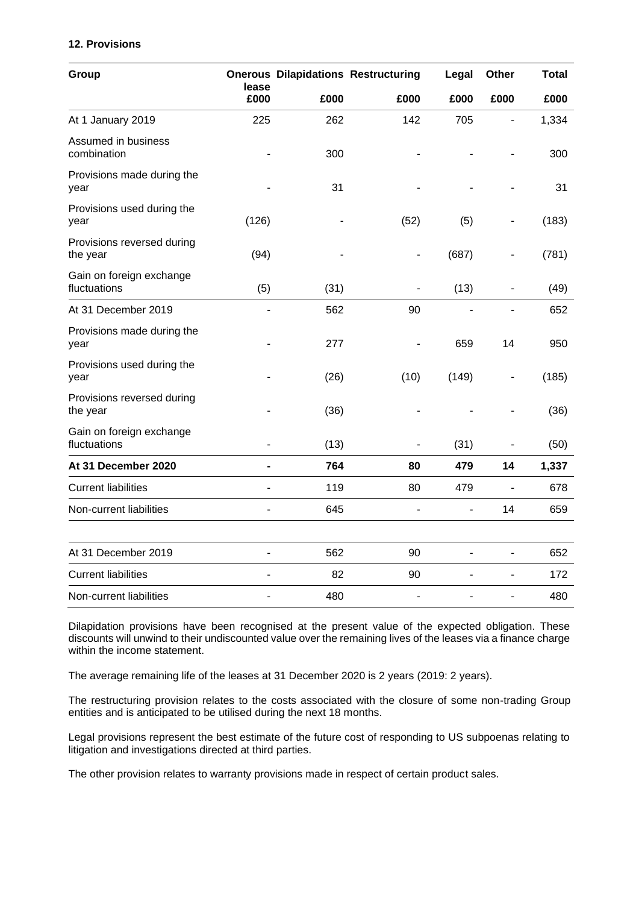**12. Provisions**

| Group | Onerous lease £000 | Dilapidations £000 | Restructuring £000 | Legal £000 | Other £000 | Total £000 |
|---|---|---|---|---|---|---|
| At 1 January 2019 | 225 | 262 | 142 | 705 | - | 1,334 |
| Assumed in business combination | - | 300 | - | - | - | 300 |
| Provisions made during the year | - | 31 | - | - | - | 31 |
| Provisions used during the year | (126) | - | (52) | (5) | - | (183) |
| Provisions reversed during the year | (94) | - | - | (687) | - | (781) |
| Gain on foreign exchange fluctuations | (5) | (31) | - | (13) | - | (49) |
| At 31 December 2019 | - | 562 | 90 | - | - | 652 |
| Provisions made during the year | - | 277 | - | 659 | 14 | 950 |
| Provisions used during the year | - | (26) | (10) | (149) | - | (185) |
| Provisions reversed during the year | - | (36) | - | - | - | (36) |
| Gain on foreign exchange fluctuations | - | (13) | - | (31) | - | (50) |
| **At 31 December 2020** | **-** | **764** | **80** | **479** | **14** | **1,337** |
| Current liabilities | - | 119 | 80 | 479 | - | 678 |
| Non-current liabilities | - | 645 | - | - | 14 | 659 |
| | | | | | | |
| At 31 December 2019 | - | 562 | 90 | - | - | 652 |
| Current liabilities | - | 82 | 90 | - | - | 172 |
| Non-current liabilities | - | 480 | - | - | - | 480 |

Dilapidation provisions have been recognised at the present value of the expected obligation. These discounts will unwind to their undiscounted value over the remaining lives of the leases via a finance charge within the income statement.

The average remaining life of the leases at 31 December 2020 is 2 years (2019: 2 years).

The restructuring provision relates to the costs associated with the closure of some non-trading Group entities and is anticipated to be utilised during the next 18 months.

Legal provisions represent the best estimate of the future cost of responding to US subpoenas relating to litigation and investigations directed at third parties.

The other provision relates to warranty provisions made in respect of certain product sales.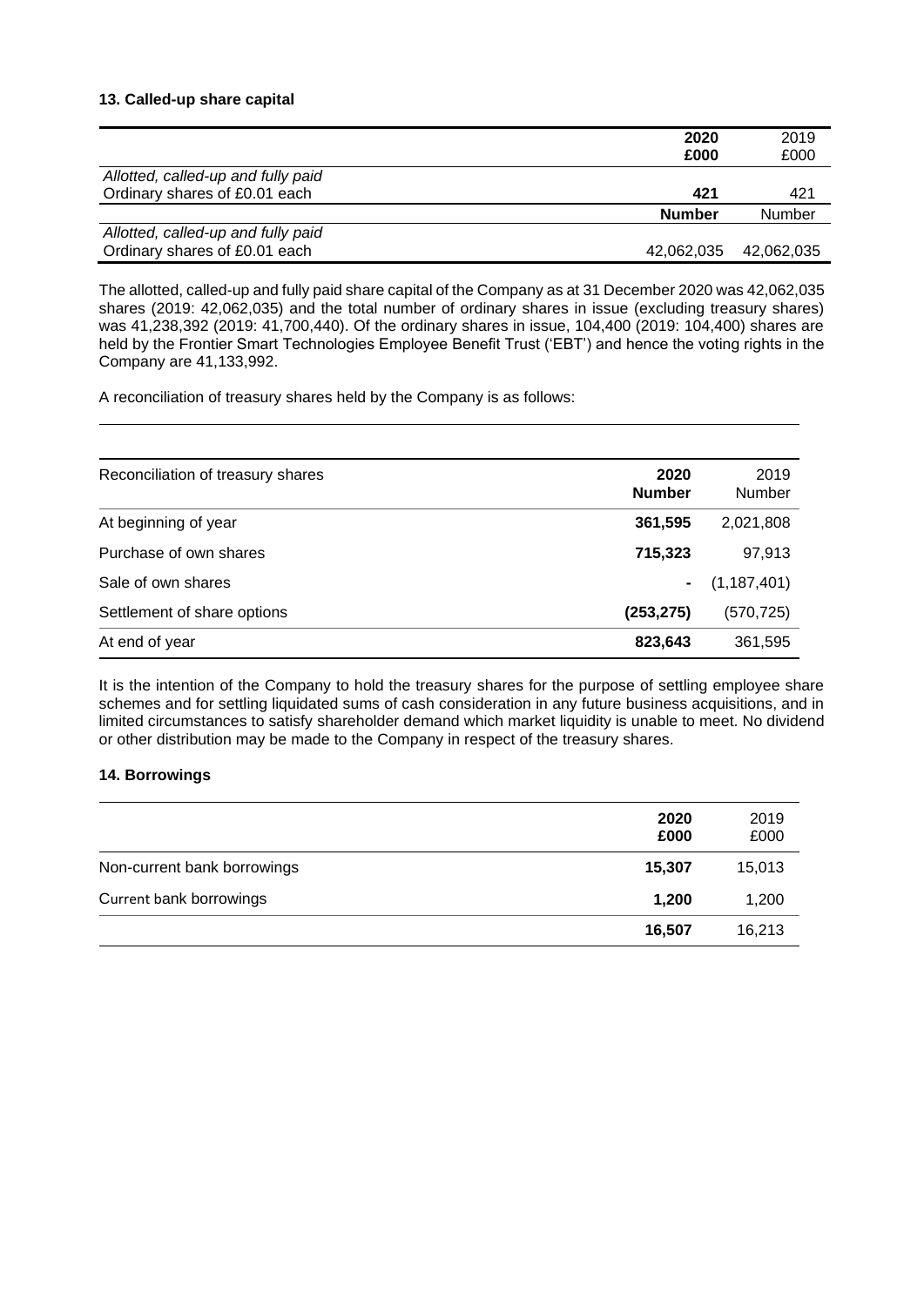### 13. Called-up share capital

| | 2020 £000 | 2019 £000 |
|---|---|---|
| *Allotted, called-up and fully paid* | | |
| Ordinary shares of £0.01 each | **421** | 421 |
| | **Number** | Number |
| *Allotted, called-up and fully paid* | | |
| Ordinary shares of £0.01 each | 42,062,035 | 42,062,035 |

The allotted, called-up and fully paid share capital of the Company as at 31 December 2020 was 42,062,035 shares (2019: 42,062,035) and the total number of ordinary shares in issue (excluding treasury shares) was 41,238,392 (2019: 41,700,440). Of the ordinary shares in issue, 104,400 (2019: 104,400) shares are held by the Frontier Smart Technologies Employee Benefit Trust ('EBT') and hence the voting rights in the Company are 41,133,992.

A reconciliation of treasury shares held by the Company is as follows:

| Reconciliation of treasury shares | 2020 Number | 2019 Number |
|---|---|---|
| At beginning of year | **361,595** | 2,021,808 |
| Purchase of own shares | **715,323** | 97,913 |
| Sale of own shares | **-** | (1,187,401) |
| Settlement of share options | **(253,275)** | (570,725) |
| At end of year | **823,643** | 361,595 |

It is the intention of the Company to hold the treasury shares for the purpose of settling employee share schemes and for settling liquidated sums of cash consideration in any future business acquisitions, and in limited circumstances to satisfy shareholder demand which market liquidity is unable to meet. No dividend or other distribution may be made to the Company in respect of the treasury shares.

### 14. Borrowings

| | 2020 £000 | 2019 £000 |
|---|---|---|
| Non-current bank borrowings | **15,307** | 15,013 |
| Current bank borrowings | **1,200** | 1,200 |
| | **16,507** | 16,213 |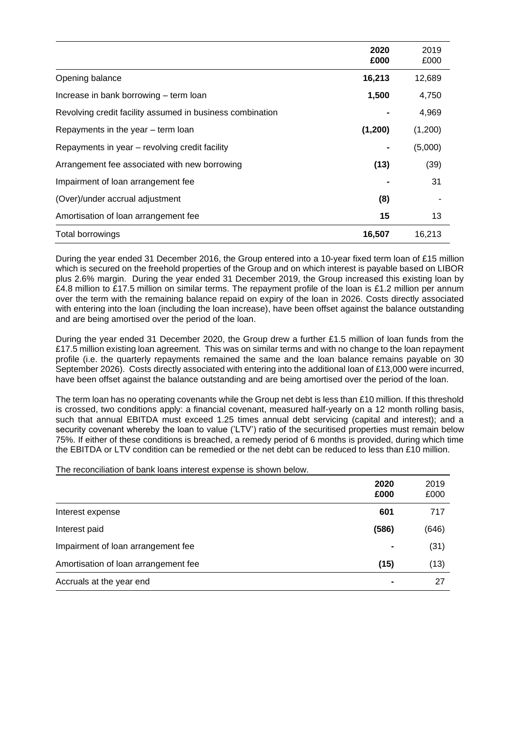| | 2020 £000 | 2019 £000 |
|---|---|---|
| Opening balance | **16,213** | 12,689 |
| Increase in bank borrowing – term loan | **1,500** | 4,750 |
| Revolving credit facility assumed in business combination | **-** | 4,969 |
| Repayments in the year – term loan | **(1,200)** | (1,200) |
| Repayments in year – revolving credit facility | **-** | (5,000) |
| Arrangement fee associated with new borrowing | **(13)** | (39) |
| Impairment of loan arrangement fee | **-** | 31 |
| (Over)/under accrual adjustment | **(8)** | - |
| Amortisation of loan arrangement fee | **15** | 13 |
| Total borrowings | **16,507** | 16,213 |

During the year ended 31 December 2016, the Group entered into a 10-year fixed term loan of £15 million which is secured on the freehold properties of the Group and on which interest is payable based on LIBOR plus 2.6% margin. During the year ended 31 December 2019, the Group increased this existing loan by £4.8 million to £17.5 million on similar terms. The repayment profile of the loan is £1.2 million per annum over the term with the remaining balance repaid on expiry of the loan in 2026. Costs directly associated with entering into the loan (including the loan increase), have been offset against the balance outstanding and are being amortised over the period of the loan.

During the year ended 31 December 2020, the Group drew a further £1.5 million of loan funds from the £17.5 million existing loan agreement. This was on similar terms and with no change to the loan repayment profile (i.e. the quarterly repayments remained the same and the loan balance remains payable on 30 September 2026). Costs directly associated with entering into the additional loan of £13,000 were incurred, have been offset against the balance outstanding and are being amortised over the period of the loan.

The term loan has no operating covenants while the Group net debt is less than £10 million. If this threshold is crossed, two conditions apply: a financial covenant, measured half-yearly on a 12 month rolling basis, such that annual EBITDA must exceed 1.25 times annual debt servicing (capital and interest); and a security covenant whereby the loan to value ('LTV') ratio of the securitised properties must remain below 75%. If either of these conditions is breached, a remedy period of 6 months is provided, during which time the EBITDA or LTV condition can be remedied or the net debt can be reduced to less than £10 million.

The reconciliation of bank loans interest expense is shown below.

| | 2020 £000 | 2019 £000 |
|---|---|---|
| Interest expense | **601** | 717 |
| Interest paid | **(586)** | (646) |
| Impairment of loan arrangement fee | **-** | (31) |
| Amortisation of loan arrangement fee | **(15)** | (13) |
| Accruals at the year end | **-** | 27 |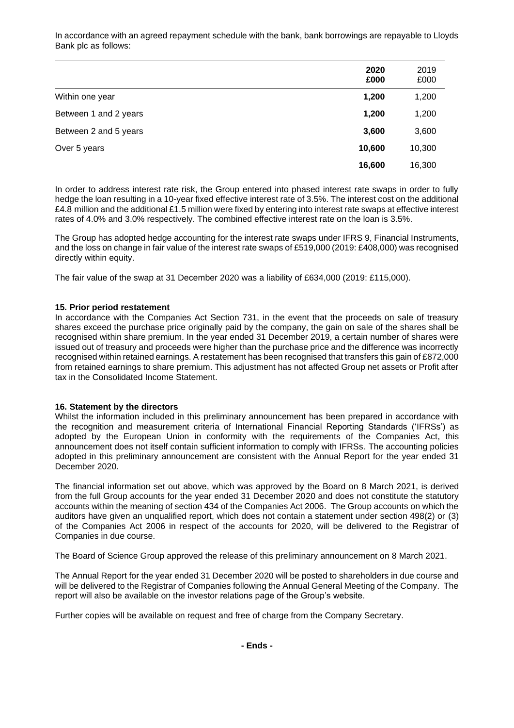In accordance with an agreed repayment schedule with the bank, bank borrowings are repayable to Lloyds Bank plc as follows:

| | **2020 £000** | 2019 £000 |
|---|---|---|
| Within one year | **1,200** | 1,200 |
| Between 1 and 2 years | **1,200** | 1,200 |
| Between 2 and 5 years | **3,600** | 3,600 |
| Over 5 years | **10,600** | 10,300 |
| | **16,600** | 16,300 |

In order to address interest rate risk, the Group entered into phased interest rate swaps in order to fully hedge the loan resulting in a 10-year fixed effective interest rate of 3.5%. The interest cost on the additional £4.8 million and the additional £1.5 million were fixed by entering into interest rate swaps at effective interest rates of 4.0% and 3.0% respectively. The combined effective interest rate on the loan is 3.5%.

The Group has adopted hedge accounting for the interest rate swaps under IFRS 9, Financial Instruments, and the loss on change in fair value of the interest rate swaps of £519,000 (2019: £408,000) was recognised directly within equity.

The fair value of the swap at 31 December 2020 was a liability of £634,000 (2019: £115,000).

**15. Prior period restatement**

In accordance with the Companies Act Section 731, in the event that the proceeds on sale of treasury shares exceed the purchase price originally paid by the company, the gain on sale of the shares shall be recognised within share premium. In the year ended 31 December 2019, a certain number of shares were issued out of treasury and proceeds were higher than the purchase price and the difference was incorrectly recognised within retained earnings. A restatement has been recognised that transfers this gain of £872,000 from retained earnings to share premium. This adjustment has not affected Group net assets or Profit after tax in the Consolidated Income Statement.

**16. Statement by the directors**

Whilst the information included in this preliminary announcement has been prepared in accordance with the recognition and measurement criteria of International Financial Reporting Standards ('IFRSs') as adopted by the European Union in conformity with the requirements of the Companies Act, this announcement does not itself contain sufficient information to comply with IFRSs. The accounting policies adopted in this preliminary announcement are consistent with the Annual Report for the year ended 31 December 2020.

The financial information set out above, which was approved by the Board on 8 March 2021, is derived from the full Group accounts for the year ended 31 December 2020 and does not constitute the statutory accounts within the meaning of section 434 of the Companies Act 2006. The Group accounts on which the auditors have given an unqualified report, which does not contain a statement under section 498(2) or (3) of the Companies Act 2006 in respect of the accounts for 2020, will be delivered to the Registrar of Companies in due course.

The Board of Science Group approved the release of this preliminary announcement on 8 March 2021.

The Annual Report for the year ended 31 December 2020 will be posted to shareholders in due course and will be delivered to the Registrar of Companies following the Annual General Meeting of the Company. The report will also be available on the investor relations page of the Group's website.

Further copies will be available on request and free of charge from the Company Secretary.

**- Ends -**